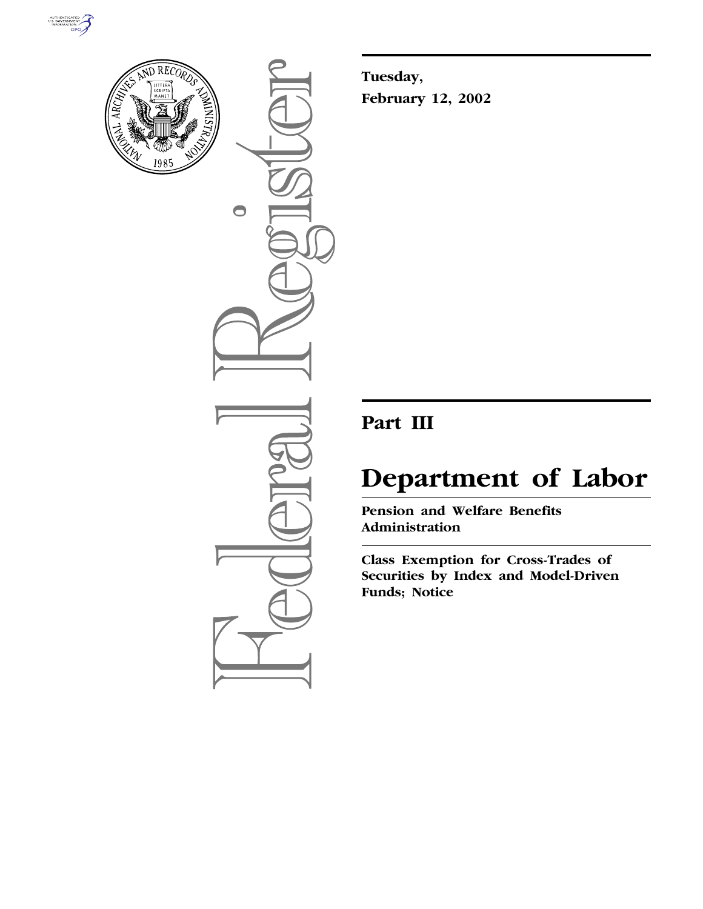Tuesday,

February 12, 2002

# Part III

# Department of Labor

**Pension and Welfare Benefits Administration**

**Class Exemption for Cross-Trades of Securities by Index and Model-Driven Funds; Notice**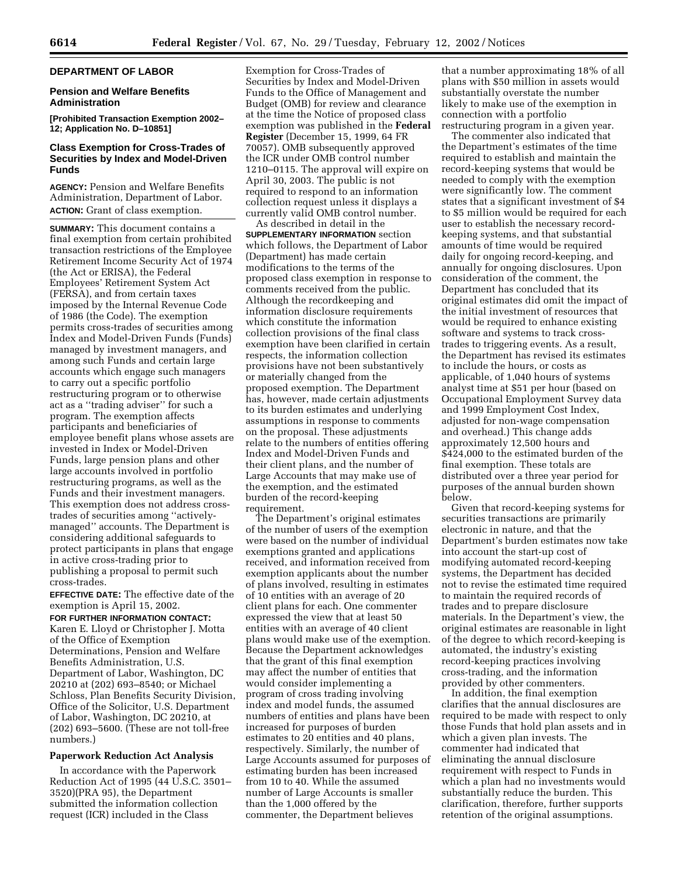## DEPARTMENT OF LABOR

### Pension and Welfare Benefits Administration

**[Prohibited Transaction Exemption 2002–12; Application No. D–10851]**

### Class Exemption for Cross-Trades of Securities by Index and Model-Driven Funds

**AGENCY:** Pension and Welfare Benefits Administration, Department of Labor.

**ACTION:** Grant of class exemption.

**SUMMARY:** This document contains a final exemption from certain prohibited transaction restrictions of the Employee Retirement Income Security Act of 1974 (the Act or ERISA), the Federal Employees' Retirement System Act (FERSA), and from certain taxes imposed by the Internal Revenue Code of 1986 (the Code). The exemption permits cross-trades of securities among Index and Model-Driven Funds (Funds) managed by investment managers, and among such Funds and certain large accounts which engage such managers to carry out a specific portfolio restructuring program or to otherwise act as a "trading adviser" for such a program. The exemption affects participants and beneficiaries of employee benefit plans whose assets are invested in Index or Model-Driven Funds, large pension plans and other large accounts involved in portfolio restructuring programs, as well as the Funds and their investment managers. This exemption does not address cross-trades of securities among "actively-managed" accounts. The Department is considering additional safeguards to protect participants in plans that engage in active cross-trading prior to publishing a proposal to permit such cross-trades.

**EFFECTIVE DATE:** The effective date of the exemption is April 15, 2002.

**FOR FURTHER INFORMATION CONTACT:** Karen E. Lloyd or Christopher J. Motta of the Office of Exemption Determinations, Pension and Welfare Benefits Administration, U.S. Department of Labor, Washington, DC 20210 at (202) 693–8540; or Michael Schloss, Plan Benefits Security Division, Office of the Solicitor, U.S. Department of Labor, Washington, DC 20210, at (202) 693–5600. (These are not toll-free numbers.)

### Paperwork Reduction Act Analysis

In accordance with the Paperwork Reduction Act of 1995 (44 U.S.C. 3501–3520)(PRA 95), the Department submitted the information collection request (ICR) included in the Class Exemption for Cross-Trades of Securities by Index and Model-Driven Funds to the Office of Management and Budget (OMB) for review and clearance at the time the Notice of proposed class exemption was published in the **Federal Register** (December 15, 1999, 64 FR 70057). OMB subsequently approved the ICR under OMB control number 1210–0115. The approval will expire on April 30, 2003. The public is not required to respond to an information collection request unless it displays a currently valid OMB control number.

As described in detail in the **SUPPLEMENTARY INFORMATION** section which follows, the Department of Labor (Department) has made certain modifications to the terms of the proposed class exemption in response to comments received from the public. Although the recordkeeping and information disclosure requirements which constitute the information collection provisions of the final class exemption have been clarified in certain respects, the information collection provisions have not been substantively or materially changed from the proposed exemption. The Department has, however, made certain adjustments to its burden estimates and underlying assumptions in response to comments on the proposal. These adjustments relate to the numbers of entities offering Index and Model-Driven Funds and their client plans, and the number of Large Accounts that may make use of the exemption, and the estimated burden of the record-keeping requirement.

The Department's original estimates of the number of users of the exemption were based on the number of individual exemptions granted and applications received, and information received from exemption applicants about the number of plans involved, resulting in estimates of 10 entities with an average of 20 client plans for each. One commenter expressed the view that at least 50 entities with an average of 40 client plans would make use of the exemption. Because the Department acknowledges that the grant of this final exemption may affect the number of entities that would consider implementing a program of cross trading involving index and model funds, the assumed numbers of entities and plans have been increased for purposes of burden estimates to 20 entities and 40 plans, respectively. Similarly, the number of Large Accounts assumed for purposes of estimating burden has been increased from 10 to 40. While the assumed number of Large Accounts is smaller than the 1,000 offered by the commenter, the Department believes that a number approximating 18% of all plans with $50 million in assets would substantially overstate the number likely to make use of the exemption in connection with a portfolio restructuring program in a given year.

The commenter also indicated that the Department's estimates of the time required to establish and maintain the record-keeping systems that would be needed to comply with the exemption were significantly low. The comment states that a significant investment of $4 to $5 million would be required for each user to establish the necessary record-keeping systems, and that substantial amounts of time would be required daily for ongoing record-keeping, and annually for ongoing disclosures. Upon consideration of the comment, the Department has concluded that its original estimates did omit the impact of the initial investment of resources that would be required to enhance existing software and systems to track cross-trades to triggering events. As a result, the Department has revised its estimates to include the hours, or costs as applicable, of 1,040 hours of systems analyst time at $51 per hour (based on Occupational Employment Survey data and 1999 Employment Cost Index, adjusted for non-wage compensation and overhead.) This change adds approximately 12,500 hours and $424,000 to the estimated burden of the final exemption. These totals are distributed over a three year period for purposes of the annual burden shown below.

Given that record-keeping systems for securities transactions are primarily electronic in nature, and that the Department's burden estimates now take into account the start-up cost of modifying automated record-keeping systems, the Department has decided not to revise the estimated time required to maintain the required records of trades and to prepare disclosure materials. In the Department's view, the original estimates are reasonable in light of the degree to which record-keeping is automated, the industry's existing record-keeping practices involving cross-trading, and the information provided by other commenters.

In addition, the final exemption clarifies that the annual disclosures are required to be made with respect to only those Funds that hold plan assets and in which a given plan invests. The commenter had indicated that eliminating the annual disclosure requirement with respect to Funds in which a plan had no investments would substantially reduce the burden. This clarification, therefore, further supports retention of the original assumptions.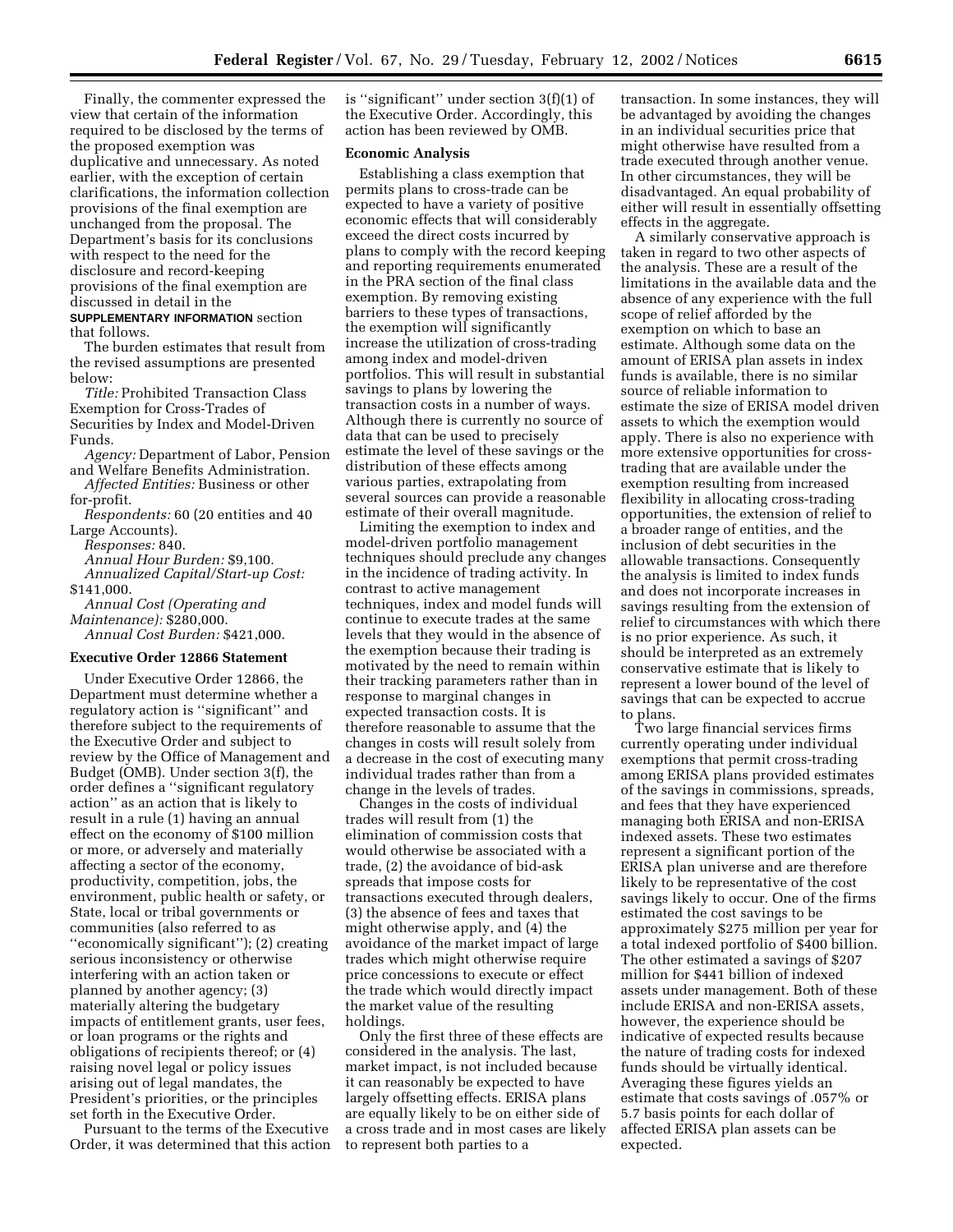Finally, the commenter expressed the view that certain of the information required to be disclosed by the terms of the proposed exemption was duplicative and unnecessary. As noted earlier, with the exception of certain clarifications, the information collection provisions of the final exemption are unchanged from the proposal. The Department's basis for its conclusions with respect to the need for the disclosure and record-keeping provisions of the final exemption are discussed in detail in the **SUPPLEMENTARY INFORMATION** section that follows.

The burden estimates that result from the revised assumptions are presented below:

*Title:* Prohibited Transaction Class Exemption for Cross-Trades of Securities by Index and Model-Driven Funds.

*Agency:* Department of Labor, Pension and Welfare Benefits Administration.

*Affected Entities:* Business or other for-profit.

*Respondents:* 60 (20 entities and 40 Large Accounts).

*Responses:* 840.

*Annual Hour Burden:* $9,100.

*Annualized Capital/Start-up Cost:* $141,000.

*Annual Cost (Operating and Maintenance):* $280,000.

*Annual Cost Burden:* $421,000.

### Executive Order 12866 Statement

Under Executive Order 12866, the Department must determine whether a regulatory action is ''significant'' and therefore subject to the requirements of the Executive Order and subject to review by the Office of Management and Budget (OMB). Under section 3(f), the order defines a ''significant regulatory action'' as an action that is likely to result in a rule (1) having an annual effect on the economy of $100 million or more, or adversely and materially affecting a sector of the economy, productivity, competition, jobs, the environment, public health or safety, or State, local or tribal governments or communities (also referred to as ''economically significant''); (2) creating serious inconsistency or otherwise interfering with an action taken or planned by another agency; (3) materially altering the budgetary impacts of entitlement grants, user fees, or loan programs or the rights and obligations of recipients thereof; or (4) raising novel legal or policy issues arising out of legal mandates, the President's priorities, or the principles set forth in the Executive Order.

Pursuant to the terms of the Executive Order, it was determined that this action is ''significant'' under section 3(f)(1) of the Executive Order. Accordingly, this action has been reviewed by OMB.

### Economic Analysis

Establishing a class exemption that permits plans to cross-trade can be expected to have a variety of positive economic effects that will considerably exceed the direct costs incurred by plans to comply with the record keeping and reporting requirements enumerated in the PRA section of the final class exemption. By removing existing barriers to these types of transactions, the exemption will significantly increase the utilization of cross-trading among index and model-driven portfolios. This will result in substantial savings to plans by lowering the transaction costs in a number of ways. Although there is currently no source of data that can be used to precisely estimate the level of these savings or the distribution of these effects among various parties, extrapolating from several sources can provide a reasonable estimate of their overall magnitude.

Limiting the exemption to index and model-driven portfolio management techniques should preclude any changes in the incidence of trading activity. In contrast to active management techniques, index and model funds will continue to execute trades at the same levels that they would in the absence of the exemption because their trading is motivated by the need to remain within their tracking parameters rather than in response to marginal changes in expected transaction costs. It is therefore reasonable to assume that the changes in costs will result solely from a decrease in the cost of executing many individual trades rather than from a change in the levels of trades.

Changes in the costs of individual trades will result from (1) the elimination of commission costs that would otherwise be associated with a trade, (2) the avoidance of bid-ask spreads that impose costs for transactions executed through dealers, (3) the absence of fees and taxes that might otherwise apply, and (4) the avoidance of the market impact of large trades which might otherwise require price concessions to execute or effect the trade which would directly impact the market value of the resulting holdings.

Only the first three of these effects are considered in the analysis. The last, market impact, is not included because it can reasonably be expected to have largely offsetting effects. ERISA plans are equally likely to be on either side of a cross trade and in most cases are likely to represent both parties to a transaction. In some instances, they will be advantaged by avoiding the changes in an individual securities price that might otherwise have resulted from a trade executed through another venue. In other circumstances, they will be disadvantaged. An equal probability of either will result in essentially offsetting effects in the aggregate.

A similarly conservative approach is taken in regard to two other aspects of the analysis. These are a result of the limitations in the available data and the absence of any experience with the full scope of relief afforded by the exemption on which to base an estimate. Although some data on the amount of ERISA plan assets in index funds is available, there is no similar source of reliable information to estimate the size of ERISA model driven assets to which the exemption would apply. There is also no experience with more extensive opportunities for cross-trading that are available under the exemption resulting from increased flexibility in allocating cross-trading opportunities, the extension of relief to a broader range of entities, and the inclusion of debt securities in the allowable transactions. Consequently the analysis is limited to index funds and does not incorporate increases in savings resulting from the extension of relief to circumstances with which there is no prior experience. As such, it should be interpreted as an extremely conservative estimate that is likely to represent a lower bound of the level of savings that can be expected to accrue to plans.

Two large financial services firms currently operating under individual exemptions that permit cross-trading among ERISA plans provided estimates of the savings in commissions, spreads, and fees that they have experienced managing both ERISA and non-ERISA indexed assets. These two estimates represent a significant portion of the ERISA plan universe and are therefore likely to be representative of the cost savings likely to occur. One of the firms estimated the cost savings to be approximately $275 million per year for a total indexed portfolio of $400 billion. The other estimated a savings of $207 million for $441 billion of indexed assets under management. Both of these include ERISA and non-ERISA assets, however, the experience should be indicative of expected results because the nature of trading costs for indexed funds should be virtually identical. Averaging these figures yields an estimate that costs savings of .057% or 5.7 basis points for each dollar of affected ERISA plan assets can be expected.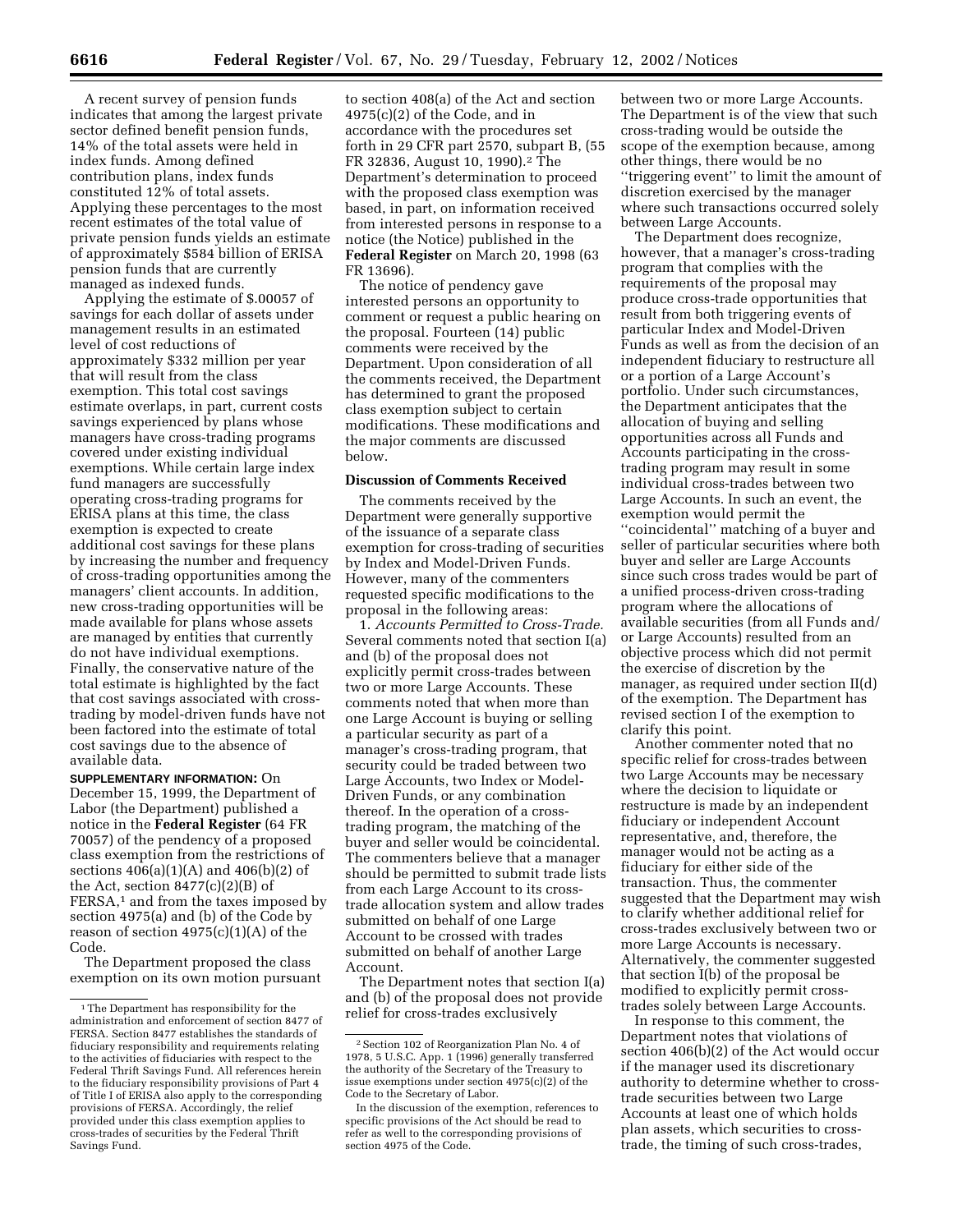A recent survey of pension funds indicates that among the largest private sector defined benefit pension funds, 14% of the total assets were held in index funds. Among defined contribution plans, index funds constituted 12% of total assets. Applying these percentages to the most recent estimates of the total value of private pension funds yields an estimate of approximately $584 billion of ERISA pension funds that are currently managed as indexed funds.

Applying the estimate of $.00057 of savings for each dollar of assets under management results in an estimated level of cost reductions of approximately $332 million per year that will result from the class exemption. This total cost savings estimate overlaps, in part, current costs savings experienced by plans whose managers have cross-trading programs covered under existing individual exemptions. While certain large index fund managers are successfully operating cross-trading programs for ERISA plans at this time, the class exemption is expected to create additional cost savings for these plans by increasing the number and frequency of cross-trading opportunities among the managers' client accounts. In addition, new cross-trading opportunities will be made available for plans whose assets are managed by entities that currently do not have individual exemptions. Finally, the conservative nature of the total estimate is highlighted by the fact that cost savings associated with cross-trading by model-driven funds have not been factored into the estimate of total cost savings due to the absence of available data.

**SUPPLEMENTARY INFORMATION:** On December 15, 1999, the Department of Labor (the Department) published a notice in the **Federal Register** (64 FR 70057) of the pendency of a proposed class exemption from the restrictions of sections 406(a)(1)(A) and 406(b)(2) of the Act, section 8477(c)(2)(B) of FERSA,[1] and from the taxes imposed by section 4975(a) and (b) of the Code by reason of section 4975(c)(1)(A) of the Code.

The Department proposed the class exemption on its own motion pursuant to section 408(a) of the Act and section 4975(c)(2) of the Code, and in accordance with the procedures set forth in 29 CFR part 2570, subpart B, (55 FR 32836, August 10, 1990).[2] The Department's determination to proceed with the proposed class exemption was based, in part, on information received from interested persons in response to a notice (the Notice) published in the **Federal Register** on March 20, 1998 (63 FR 13696).

The notice of pendency gave interested persons an opportunity to comment or request a public hearing on the proposal. Fourteen (14) public comments were received by the Department. Upon consideration of all the comments received, the Department has determined to grant the proposed class exemption subject to certain modifications. These modifications and the major comments are discussed below.

## Discussion of Comments Received

The comments received by the Department were generally supportive of the issuance of a separate class exemption for cross-trading of securities by Index and Model-Driven Funds. However, many of the commenters requested specific modifications to the proposal in the following areas:

1. *Accounts Permitted to Cross-Trade.* Several comments noted that section I(a) and (b) of the proposal does not explicitly permit cross-trades between two or more Large Accounts. These comments noted that when more than one Large Account is buying or selling a particular security as part of a manager's cross-trading program, that security could be traded between two Large Accounts, two Index or Model-Driven Funds, or any combination thereof. In the operation of a cross-trading program, the matching of the buyer and seller would be coincidental. The commenters believe that a manager should be permitted to submit trade lists from each Large Account to its cross-trade allocation system and allow trades submitted on behalf of one Large Account to be crossed with trades submitted on behalf of another Large Account.

The Department notes that section I(a) and (b) of the proposal does not provide relief for cross-trades exclusively between two or more Large Accounts. The Department is of the view that such cross-trading would be outside the scope of the exemption because, among other things, there would be no "triggering event" to limit the amount of discretion exercised by the manager where such transactions occurred solely between Large Accounts.

The Department does recognize, however, that a manager's cross-trading program that complies with the requirements of the proposal may produce cross-trade opportunities that result from both triggering events of particular Index and Model-Driven Funds as well as from the decision of an independent fiduciary to restructure all or a portion of a Large Account's portfolio. Under such circumstances, the Department anticipates that the allocation of buying and selling opportunities across all Funds and Accounts participating in the cross-trading program may result in some individual cross-trades between two Large Accounts. In such an event, the exemption would permit the "coincidental" matching of a buyer and seller of particular securities where both buyer and seller are Large Accounts since such cross trades would be part of a unified process-driven cross-trading program where the allocations of available securities (from all Funds and/or Large Accounts) resulted from an objective process which did not permit the exercise of discretion by the manager, as required under section II(d) of the exemption. The Department has revised section I of the exemption to clarify this point.

Another commenter noted that no specific relief for cross-trades between two Large Accounts may be necessary where the decision to liquidate or restructure is made by an independent fiduciary or independent Account representative, and, therefore, the manager would not be acting as a fiduciary for either side of the transaction. Thus, the commenter suggested that the Department may wish to clarify whether additional relief for cross-trades exclusively between two or more Large Accounts is necessary. Alternatively, the commenter suggested that section I(b) of the proposal be modified to explicitly permit cross-trades solely between Large Accounts.

In response to this comment, the Department notes that violations of section 406(b)(2) of the Act would occur if the manager used its discretionary authority to determine whether to cross-trade securities between two Large Accounts at least one of which holds plan assets, which securities to cross-trade, the timing of such cross-trades,

---

[1] The Department has responsibility for the administration and enforcement of section 8477 of FERSA. Section 8477 establishes the standards of fiduciary responsibility and requirements relating to the activities of fiduciaries with respect to the Federal Thrift Savings Fund. All references herein to the fiduciary responsibility provisions of Part 4 of Title I of ERISA also apply to the corresponding provisions of FERSA. Accordingly, the relief provided under this class exemption applies to cross-trades of securities by the Federal Thrift Savings Fund.

[2] Section 102 of Reorganization Plan No. 4 of 1978, 5 U.S.C. App. 1 (1996) generally transferred the authority of the Secretary of the Treasury to issue exemptions under section 4975(c)(2) of the Code to the Secretary of Labor.

In the discussion of the exemption, references to specific provisions of the Act should be read to refer as well to the corresponding provisions of section 4975 of the Code.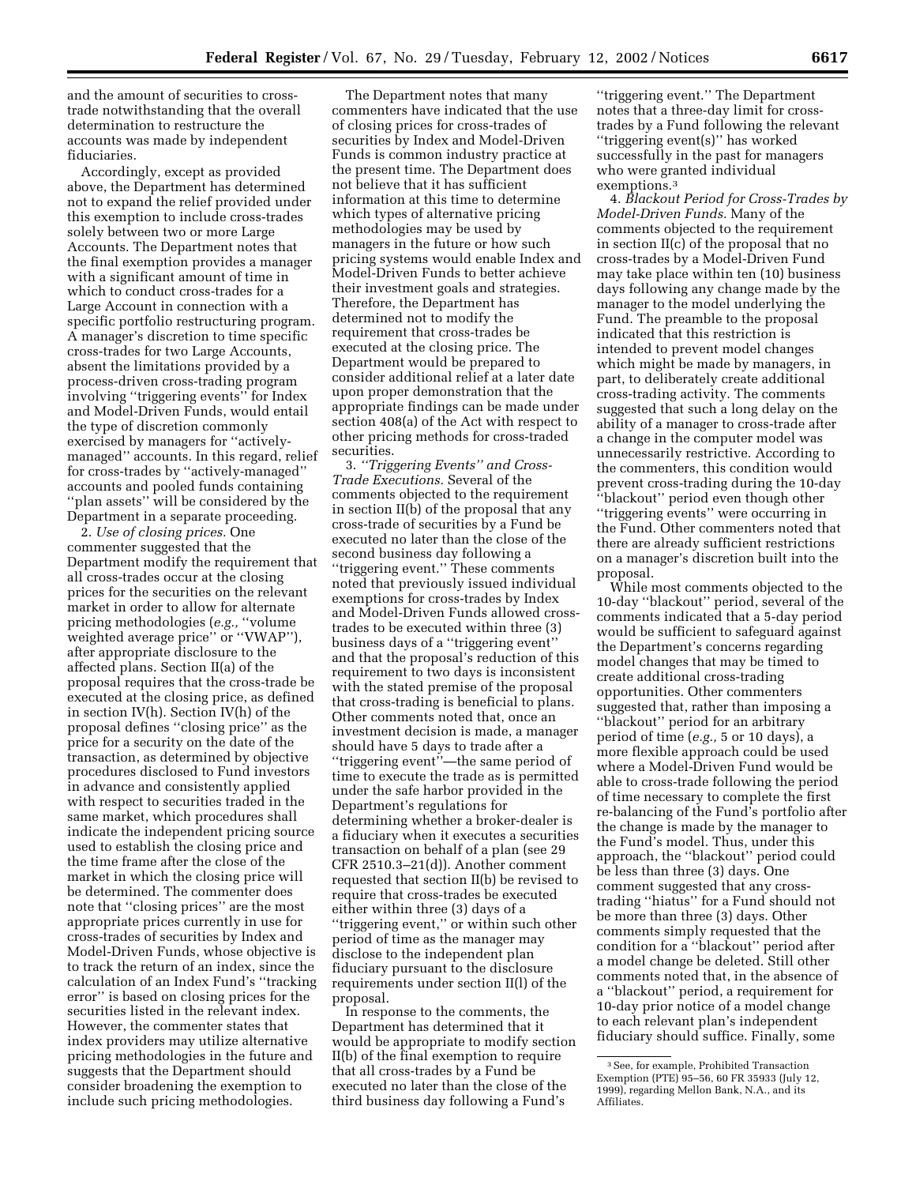and the amount of securities to cross-trade notwithstanding that the overall determination to restructure the accounts was made by independent fiduciaries.

Accordingly, except as provided above, the Department has determined not to expand the relief provided under this exemption to include cross-trades solely between two or more Large Accounts. The Department notes that the final exemption provides a manager with a significant amount of time in which to conduct cross-trades for a Large Account in connection with a specific portfolio restructuring program. A manager's discretion to time specific cross-trades for two Large Accounts, absent the limitations provided by a process-driven cross-trading program involving "triggering events" for Index and Model-Driven Funds, would entail the type of discretion commonly exercised by managers for "actively-managed" accounts. In this regard, relief for cross-trades by "actively-managed" accounts and pooled funds containing "plan assets" will be considered by the Department in a separate proceeding.

2. *Use of closing prices.* One commenter suggested that the Department modify the requirement that all cross-trades occur at the closing prices for the securities on the relevant market in order to allow for alternate pricing methodologies (*e.g.,* "volume weighted average price" or "VWAP"), after appropriate disclosure to the affected plans. Section II(a) of the proposal requires that the cross-trade be executed at the closing price, as defined in section IV(h). Section IV(h) of the proposal defines "closing price" as the price for a security on the date of the transaction, as determined by objective procedures disclosed to Fund investors in advance and consistently applied with respect to securities traded in the same market, which procedures shall indicate the independent pricing source used to establish the closing price and the time frame after the close of the market in which the closing price will be determined. The commenter does note that "closing prices" are the most appropriate prices currently in use for cross-trades of securities by Index and Model-Driven Funds, whose objective is to track the return of an index, since the calculation of an Index Fund's "tracking error" is based on closing prices for the securities listed in the relevant index. However, the commenter states that index providers may utilize alternative pricing methodologies in the future and suggests that the Department should consider broadening the exemption to include such pricing methodologies.

The Department notes that many commenters have indicated that the use of closing prices for cross-trades of securities by Index and Model-Driven Funds is common industry practice at the present time. The Department does not believe that it has sufficient information at this time to determine which types of alternative pricing methodologies may be used by managers in the future or how such pricing systems would enable Index and Model-Driven Funds to better achieve their investment goals and strategies. Therefore, the Department has determined not to modify the requirement that cross-trades be executed at the closing price. The Department would be prepared to consider additional relief at a later date upon proper demonstration that the appropriate findings can be made under section 408(a) of the Act with respect to other pricing methods for cross-traded securities.

3. *"Triggering Events" and Cross-Trade Executions.* Several of the comments objected to the requirement in section II(b) of the proposal that any cross-trade of securities by a Fund be executed no later than the close of the second business day following a "triggering event." These comments noted that previously issued individual exemptions for cross-trades by Index and Model-Driven Funds allowed cross-trades to be executed within three (3) business days of a "triggering event" and that the proposal's reduction of this requirement to two days is inconsistent with the stated premise of the proposal that cross-trading is beneficial to plans. Other comments noted that, once an investment decision is made, a manager should have 5 days to trade after a "triggering event"—the same period of time to execute the trade as is permitted under the safe harbor provided in the Department's regulations for determining whether a broker-dealer is a fiduciary when it executes a securities transaction on behalf of a plan (see 29 CFR 2510.3–21(d)). Another comment requested that section II(b) be revised to require that cross-trades be executed either within three (3) days of a "triggering event," or within such other period of time as the manager may disclose to the independent plan fiduciary pursuant to the disclosure requirements under section II(l) of the proposal.

In response to the comments, the Department has determined that it would be appropriate to modify section II(b) of the final exemption to require that all cross-trades by a Fund be executed no later than the close of the third business day following a Fund's "triggering event." The Department notes that a three-day limit for cross-trades by a Fund following the relevant "triggering event(s)" has worked successfully in the past for managers who were granted individual exemptions.[3]

4. *Blackout Period for Cross-Trades by Model-Driven Funds.* Many of the comments objected to the requirement in section II(c) of the proposal that no cross-trades by a Model-Driven Fund may take place within ten (10) business days following any change made by the manager to the model underlying the Fund. The preamble to the proposal indicated that this restriction is intended to prevent model changes which might be made by managers, in part, to deliberately create additional cross-trading activity. The comments suggested that such a long delay on the ability of a manager to cross-trade after a change in the computer model was unnecessarily restrictive. According to the commenters, this condition would prevent cross-trading during the 10-day "blackout" period even though other "triggering events" were occurring in the Fund. Other commenters noted that there are already sufficient restrictions on a manager's discretion built into the proposal.

While most comments objected to the 10-day "blackout" period, several of the comments indicated that a 5-day period would be sufficient to safeguard against the Department's concerns regarding model changes that may be timed to create additional cross-trading opportunities. Other commenters suggested that, rather than imposing a "blackout" period for an arbitrary period of time (*e.g.,* 5 or 10 days), a more flexible approach could be used where a Model-Driven Fund would be able to cross-trade following the period of time necessary to complete the first re-balancing of the Fund's portfolio after the change is made by the manager to the Fund's model. Thus, under this approach, the "blackout" period could be less than three (3) days. One comment suggested that any cross-trading "hiatus" for a Fund should not be more than three (3) days. Other comments simply requested that the condition for a "blackout" period after a model change be deleted. Still other comments noted that, in the absence of a "blackout" period, a requirement for 10-day prior notice of a model change to each relevant plan's independent fiduciary should suffice. Finally, some

---

[3] See, for example, Prohibited Transaction Exemption (PTE) 95–56, 60 FR 35933 (July 12, 1999), regarding Mellon Bank, N.A., and its Affiliates.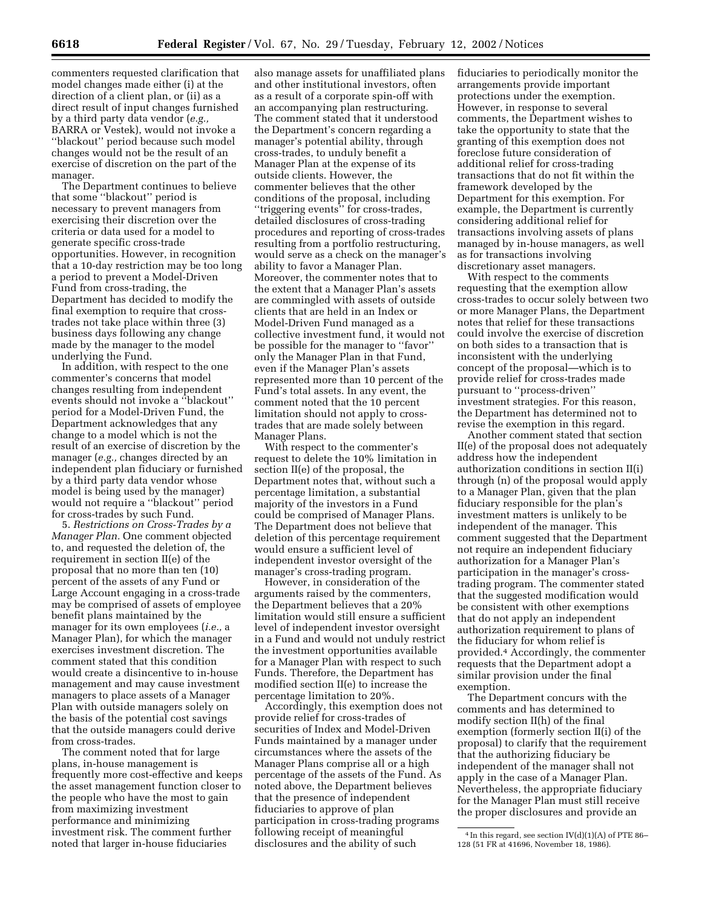commenters requested clarification that model changes made either (i) at the direction of a client plan, or (ii) as a direct result of input changes furnished by a third party data vendor (*e.g.,* BARRA or Vestek), would not invoke a ''blackout'' period because such model changes would not be the result of an exercise of discretion on the part of the manager.

The Department continues to believe that some ''blackout'' period is necessary to prevent managers from exercising their discretion over the criteria or data used for a model to generate specific cross-trade opportunities. However, in recognition that a 10-day restriction may be too long a period to prevent a Model-Driven Fund from cross-trading, the Department has decided to modify the final exemption to require that cross-trades not take place within three (3) business days following any change made by the manager to the model underlying the Fund.

In addition, with respect to the one commenter's concerns that model changes resulting from independent events should not invoke a ''blackout'' period for a Model-Driven Fund, the Department acknowledges that any change to a model which is not the result of an exercise of discretion by the manager (*e.g.,* changes directed by an independent plan fiduciary or furnished by a third party data vendor whose model is being used by the manager) would not require a ''blackout'' period for cross-trades by such Fund.

5. *Restrictions on Cross-Trades by a Manager Plan.* One comment objected to, and requested the deletion of, the requirement in section II(e) of the proposal that no more than ten (10) percent of the assets of any Fund or Large Account engaging in a cross-trade may be comprised of assets of employee benefit plans maintained by the manager for its own employees (*i.e.,* a Manager Plan), for which the manager exercises investment discretion. The comment stated that this condition would create a disincentive to in-house management and may cause investment managers to place assets of a Manager Plan with outside managers solely on the basis of the potential cost savings that the outside managers could derive from cross-trades.

The comment noted that for large plans, in-house management is frequently more cost-effective and keeps the asset management function closer to the people who have the most to gain from maximizing investment performance and minimizing investment risk. The comment further noted that larger in-house fiduciaries also manage assets for unaffiliated plans and other institutional investors, often as a result of a corporate spin-off with an accompanying plan restructuring. The comment stated that it understood the Department's concern regarding a manager's potential ability, through cross-trades, to unduly benefit a Manager Plan at the expense of its outside clients. However, the commenter believes that the other conditions of the proposal, including ''triggering events'' for cross-trades, detailed disclosures of cross-trading procedures and reporting of cross-trades resulting from a portfolio restructuring, would serve as a check on the manager's ability to favor a Manager Plan. Moreover, the commenter notes that to the extent that a Manager Plan's assets are commingled with assets of outside clients that are held in an Index or Model-Driven Fund managed as a collective investment fund, it would not be possible for the manager to ''favor'' only the Manager Plan in that Fund, even if the Manager Plan's assets represented more than 10 percent of the Fund's total assets. In any event, the comment noted that the 10 percent limitation should not apply to cross-trades that are made solely between Manager Plans.

With respect to the commenter's request to delete the 10% limitation in section II(e) of the proposal, the Department notes that, without such a percentage limitation, a substantial majority of the investors in a Fund could be comprised of Manager Plans. The Department does not believe that deletion of this percentage requirement would ensure a sufficient level of independent investor oversight of the manager's cross-trading program.

However, in consideration of the arguments raised by the commenters, the Department believes that a 20% limitation would still ensure a sufficient level of independent investor oversight in a Fund and would not unduly restrict the investment opportunities available for a Manager Plan with respect to such Funds. Therefore, the Department has modified section II(e) to increase the percentage limitation to 20%.

Accordingly, this exemption does not provide relief for cross-trades of securities of Index and Model-Driven Funds maintained by a manager under circumstances where the assets of the Manager Plans comprise all or a high percentage of the assets of the Fund. As noted above, the Department believes that the presence of independent fiduciaries to approve of plan participation in cross-trading programs following receipt of meaningful disclosures and the ability of such fiduciaries to periodically monitor the arrangements provide important protections under the exemption. However, in response to several comments, the Department wishes to take the opportunity to state that the granting of this exemption does not foreclose future consideration of additional relief for cross-trading transactions that do not fit within the framework developed by the Department for this exemption. For example, the Department is currently considering additional relief for transactions involving assets of plans managed by in-house managers, as well as for transactions involving discretionary asset managers.

With respect to the comments requesting that the exemption allow cross-trades to occur solely between two or more Manager Plans, the Department notes that relief for these transactions could involve the exercise of discretion on both sides to a transaction that is inconsistent with the underlying concept of the proposal—which is to provide relief for cross-trades made pursuant to ''process-driven'' investment strategies. For this reason, the Department has determined not to revise the exemption in this regard.

Another comment stated that section II(e) of the proposal does not adequately address how the independent authorization conditions in section II(i) through (n) of the proposal would apply to a Manager Plan, given that the plan fiduciary responsible for the plan's investment matters is unlikely to be independent of the manager. This comment suggested that the Department not require an independent fiduciary authorization for a Manager Plan's participation in the manager's cross-trading program. The commenter stated that the suggested modification would be consistent with other exemptions that do not apply an independent authorization requirement to plans of the fiduciary for whom relief is provided.[4] Accordingly, the commenter requests that the Department adopt a similar provision under the final exemption.

The Department concurs with the comments and has determined to modify section II(h) of the final exemption (formerly section II(i) of the proposal) to clarify that the requirement that the authorizing fiduciary be independent of the manager shall not apply in the case of a Manager Plan. Nevertheless, the appropriate fiduciary for the Manager Plan must still receive the proper disclosures and provide an

[4] In this regard, see section IV(d)(1)(A) of PTE 86–128 (51 FR at 41696, November 18, 1986).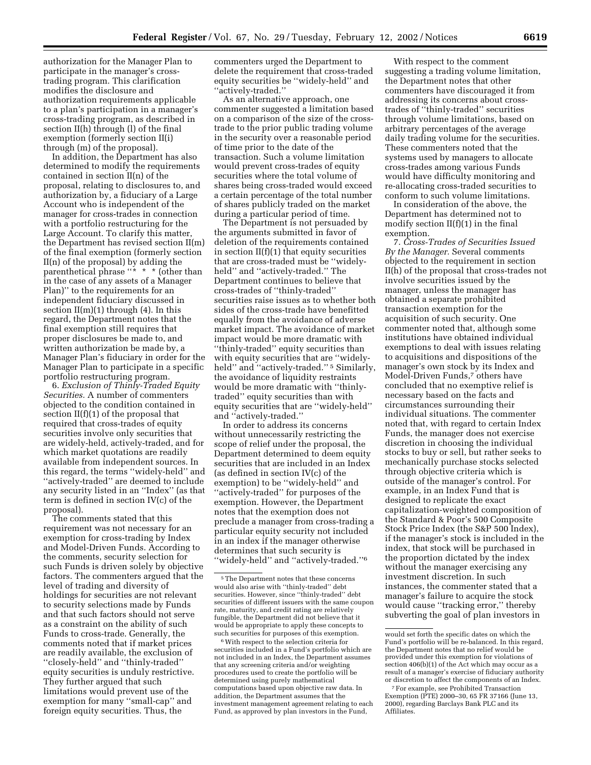authorization for the Manager Plan to participate in the manager's cross-trading program. This clarification modifies the disclosure and authorization requirements applicable to a plan's participation in a manager's cross-trading program, as described in section II(h) through (l) of the final exemption (formerly section II(i) through (m) of the proposal).

In addition, the Department has also determined to modify the requirements contained in section II(n) of the proposal, relating to disclosures to, and authorization by, a fiduciary of a Large Account who is independent of the manager for cross-trades in connection with a portfolio restructuring for the Large Account. To clarify this matter, the Department has revised section II(m) of the final exemption (formerly section II(n) of the proposal) by adding the parenthetical phrase ''* * * (other than in the case of any assets of a Manager Plan)'' to the requirements for an independent fiduciary discussed in section II(m)(1) through (4). In this regard, the Department notes that the final exemption still requires that proper disclosures be made to, and written authorization be made by, a Manager Plan's fiduciary in order for the Manager Plan to participate in a specific portfolio restructuring program.

6. *Exclusion of Thinly-Traded Equity Securities.* A number of commenters objected to the condition contained in section II(f)(1) of the proposal that required that cross-trades of equity securities involve only securities that are widely-held, actively-traded, and for which market quotations are readily available from independent sources. In this regard, the terms ''widely-held'' and ''actively-traded'' are deemed to include any security listed in an ''Index'' (as that term is defined in section IV(c) of the proposal).

The comments stated that this requirement was not necessary for an exemption for cross-trading by Index and Model-Driven Funds. According to the comments, security selection for such Funds is driven solely by objective factors. The commenters argued that the level of trading and diversity of holdings for securities are not relevant to security selections made by Funds and that such factors should not serve as a constraint on the ability of such Funds to cross-trade. Generally, the comments noted that if market prices are readily available, the exclusion of ''closely-held'' and ''thinly-traded'' equity securities is unduly restrictive. They further argued that such limitations would prevent use of the exemption for many ''small-cap'' and foreign equity securities. Thus, the commenters urged the Department to delete the requirement that cross-traded equity securities be ''widely-held'' and ''actively-traded.''

As an alternative approach, one commenter suggested a limitation based on a comparison of the size of the cross-trade to the prior public trading volume in the security over a reasonable period of time prior to the date of the transaction. Such a volume limitation would prevent cross-trades of equity securities where the total volume of shares being cross-traded would exceed a certain percentage of the total number of shares publicly traded on the market during a particular period of time.

The Department is not persuaded by the arguments submitted in favor of deletion of the requirements contained in section II(f)(1) that equity securities that are cross-traded must be ''widely-held'' and ''actively-traded.'' The Department continues to believe that cross-trades of ''thinly-traded'' securities raise issues as to whether both sides of the cross-trade have benefitted equally from the avoidance of adverse market impact. The avoidance of market impact would be more dramatic with ''thinly-traded'' equity securities than with equity securities that are ''widely-held'' and ''actively-traded.''[5] Similarly, the avoidance of liquidity restraints would be more dramatic with ''thinly-traded'' equity securities than with equity securities that are ''widely-held'' and ''actively-traded.''

In order to address its concerns without unnecessarily restricting the scope of relief under the proposal, the Department determined to deem equity securities that are included in an Index (as defined in section IV(c) of the exemption) to be ''widely-held'' and ''actively-traded'' for purposes of the exemption. However, the Department notes that the exemption does not preclude a manager from cross-trading a particular equity security not included in an index if the manager otherwise determines that such security is ''widely-held'' and ''actively-traded.''[6]

With respect to the comment suggesting a trading volume limitation, the Department notes that other commenters have discouraged it from addressing its concerns about cross-trades of ''thinly-traded'' securities through volume limitations, based on arbitrary percentages of the average daily trading volume for the securities. These commenters noted that the systems used by managers to allocate cross-trades among various Funds would have difficulty monitoring and re-allocating cross-traded securities to conform to such volume limitations.

In consideration of the above, the Department has determined not to modify section II(f)(1) in the final exemption.

7. *Cross-Trades of Securities Issued By the Manager.* Several comments objected to the requirement in section II(h) of the proposal that cross-trades not involve securities issued by the manager, unless the manager has obtained a separate prohibited transaction exemption for the acquisition of such security. One commenter noted that, although some institutions have obtained individual exemptions to deal with issues relating to acquisitions and dispositions of the manager's own stock by its Index and Model-Driven Funds,[7] others have concluded that no exemptive relief is necessary based on the facts and circumstances surrounding their individual situations. The commenter noted that, with regard to certain Index Funds, the manager does not exercise discretion in choosing the individual stocks to buy or sell, but rather seeks to mechanically purchase stocks selected through objective criteria which is outside of the manager's control. For example, in an Index Fund that is designed to replicate the exact capitalization-weighted composition of the Standard & Poor's 500 Composite Stock Price Index (the S&P 500 Index), if the manager's stock is included in the index, that stock will be purchased in the proportion dictated by the index without the manager exercising any investment discretion. In such instances, the commenter stated that a manager's failure to acquire the stock would cause ''tracking error,'' thereby subverting the goal of plan investors in

---

[5] The Department notes that these concerns would also arise with ''thinly-traded'' debt securities. However, since ''thinly-traded'' debt securities of different issuers with the same coupon rate, maturity, and credit rating are relatively fungible, the Department did not believe that it would be appropriate to apply these concepts to such securities for purposes of this exemption.

[6] With respect to the selection criteria for securities included in a Fund's portfolio which are not included in an Index, the Department assumes that any screening criteria and/or weighting procedures used to create the portfolio will be determined using purely mathematical computations based upon objective raw data. In addition, the Department assumes that the investment management agreement relating to each Fund, as approved by plan investors in the Fund, would set forth the specific dates on which the Fund's portfolio will be re-balanced. In this regard, the Department notes that no relief would be provided under this exemption for violations of section 406(b)(1) of the Act which may occur as a result of a manager's exercise of fiduciary authority or discretion to affect the components of an Index.

[7] For example, see Prohibited Transaction Exemption (PTE) 2000–30, 65 FR 37166 (June 13, 2000), regarding Barclays Bank PLC and its Affiliates.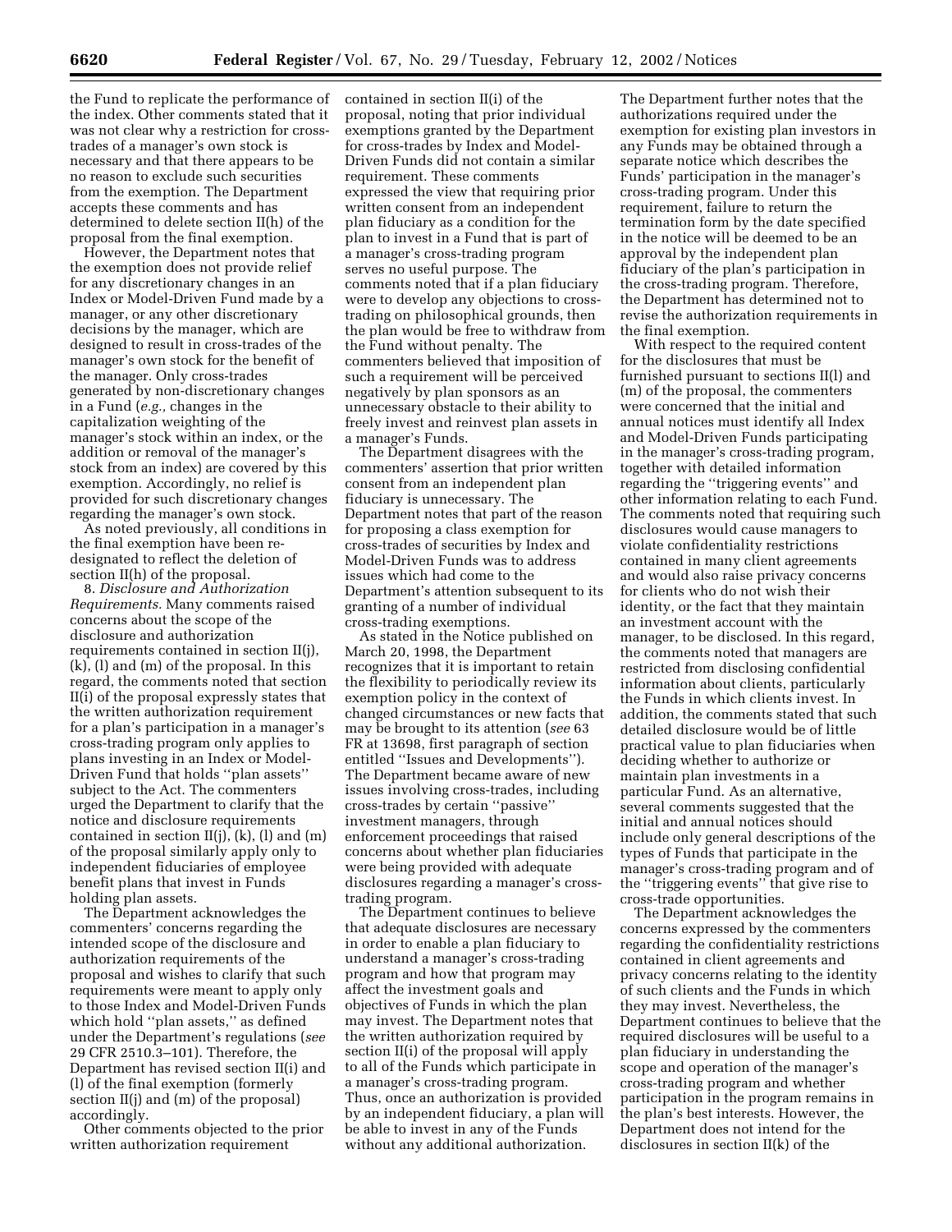the Fund to replicate the performance of the index. Other comments stated that it was not clear why a restriction for cross-trades of a manager's own stock is necessary and that there appears to be no reason to exclude such securities from the exemption. The Department accepts these comments and has determined to delete section II(h) of the proposal from the final exemption.

However, the Department notes that the exemption does not provide relief for any discretionary changes in an Index or Model-Driven Fund made by a manager, or any other discretionary decisions by the manager, which are designed to result in cross-trades of the manager's own stock for the benefit of the manager. Only cross-trades generated by non-discretionary changes in a Fund (*e.g.,* changes in the capitalization weighting of the manager's stock within an index, or the addition or removal of the manager's stock from an index) are covered by this exemption. Accordingly, no relief is provided for such discretionary changes regarding the manager's own stock.

As noted previously, all conditions in the final exemption have been re-designated to reflect the deletion of section II(h) of the proposal.

8. *Disclosure and Authorization Requirements.* Many comments raised concerns about the scope of the disclosure and authorization requirements contained in section II(j), (k), (l) and (m) of the proposal. In this regard, the comments noted that section II(i) of the proposal expressly states that the written authorization requirement for a plan's participation in a manager's cross-trading program only applies to plans investing in an Index or Model-Driven Fund that holds "plan assets" subject to the Act. The commenters urged the Department to clarify that the notice and disclosure requirements contained in section II(j), (k), (l) and (m) of the proposal similarly apply only to independent fiduciaries of employee benefit plans that invest in Funds holding plan assets.

The Department acknowledges the commenters' concerns regarding the intended scope of the disclosure and authorization requirements of the proposal and wishes to clarify that such requirements were meant to apply only to those Index and Model-Driven Funds which hold "plan assets," as defined under the Department's regulations (*see* 29 CFR 2510.3–101). Therefore, the Department has revised section II(i) and (l) of the final exemption (formerly section II(j) and (m) of the proposal) accordingly.

Other comments objected to the prior written authorization requirement contained in section II(i) of the proposal, noting that prior individual exemptions granted by the Department for cross-trades by Index and Model-Driven Funds did not contain a similar requirement. These comments expressed the view that requiring prior written consent from an independent plan fiduciary as a condition for the plan to invest in a Fund that is part of a manager's cross-trading program serves no useful purpose. The comments noted that if a plan fiduciary were to develop any objections to cross-trading on philosophical grounds, then the plan would be free to withdraw from the Fund without penalty. The commenters believed that imposition of such a requirement will be perceived negatively by plan sponsors as an unnecessary obstacle to their ability to freely invest and reinvest plan assets in a manager's Funds.

The Department disagrees with the commenters' assertion that prior written consent from an independent plan fiduciary is unnecessary. The Department notes that part of the reason for proposing a class exemption for cross-trades of securities by Index and Model-Driven Funds was to address issues which had come to the Department's attention subsequent to its granting of a number of individual cross-trading exemptions.

As stated in the Notice published on March 20, 1998, the Department recognizes that it is important to retain the flexibility to periodically review its exemption policy in the context of changed circumstances or new facts that may be brought to its attention (*see* 63 FR at 13698, first paragraph of section entitled "Issues and Developments"). The Department became aware of new issues involving cross-trades, including cross-trades by certain "passive" investment managers, through enforcement proceedings that raised concerns about whether plan fiduciaries were being provided with adequate disclosures regarding a manager's cross-trading program.

The Department continues to believe that adequate disclosures are necessary in order to enable a plan fiduciary to understand a manager's cross-trading program and how that program may affect the investment goals and objectives of Funds in which the plan may invest. The Department notes that the written authorization required by section II(i) of the proposal will apply to all of the Funds which participate in a manager's cross-trading program. Thus, once an authorization is provided by an independent fiduciary, a plan will be able to invest in any of the Funds without any additional authorization.

The Department further notes that the authorizations required under the exemption for existing plan investors in any Funds may be obtained through a separate notice which describes the Funds' participation in the manager's cross-trading program. Under this requirement, failure to return the termination form by the date specified in the notice will be deemed to be an approval by the independent plan fiduciary of the plan's participation in the cross-trading program. Therefore, the Department has determined not to revise the authorization requirements in the final exemption.

With respect to the required content for the disclosures that must be furnished pursuant to sections II(l) and (m) of the proposal, the commenters were concerned that the initial and annual notices must identify all Index and Model-Driven Funds participating in the manager's cross-trading program, together with detailed information regarding the "triggering events" and other information relating to each Fund. The comments noted that requiring such disclosures would cause managers to violate confidentiality restrictions contained in many client agreements and would also raise privacy concerns for clients who do not wish their identity, or the fact that they maintain an investment account with the manager, to be disclosed. In this regard, the comments noted that managers are restricted from disclosing confidential information about clients, particularly the Funds in which clients invest. In addition, the comments stated that such detailed disclosure would be of little practical value to plan fiduciaries when deciding whether to authorize or maintain plan investments in a particular Fund. As an alternative, several comments suggested that the initial and annual notices should include only general descriptions of the types of Funds that participate in the manager's cross-trading program and of the "triggering events" that give rise to cross-trade opportunities.

The Department acknowledges the concerns expressed by the commenters regarding the confidentiality restrictions contained in client agreements and privacy concerns relating to the identity of such clients and the Funds in which they may invest. Nevertheless, the Department continues to believe that the required disclosures will be useful to a plan fiduciary in understanding the scope and operation of the manager's cross-trading program and whether participation in the program remains in the plan's best interests. However, the Department does not intend for the disclosures in section II(k) of the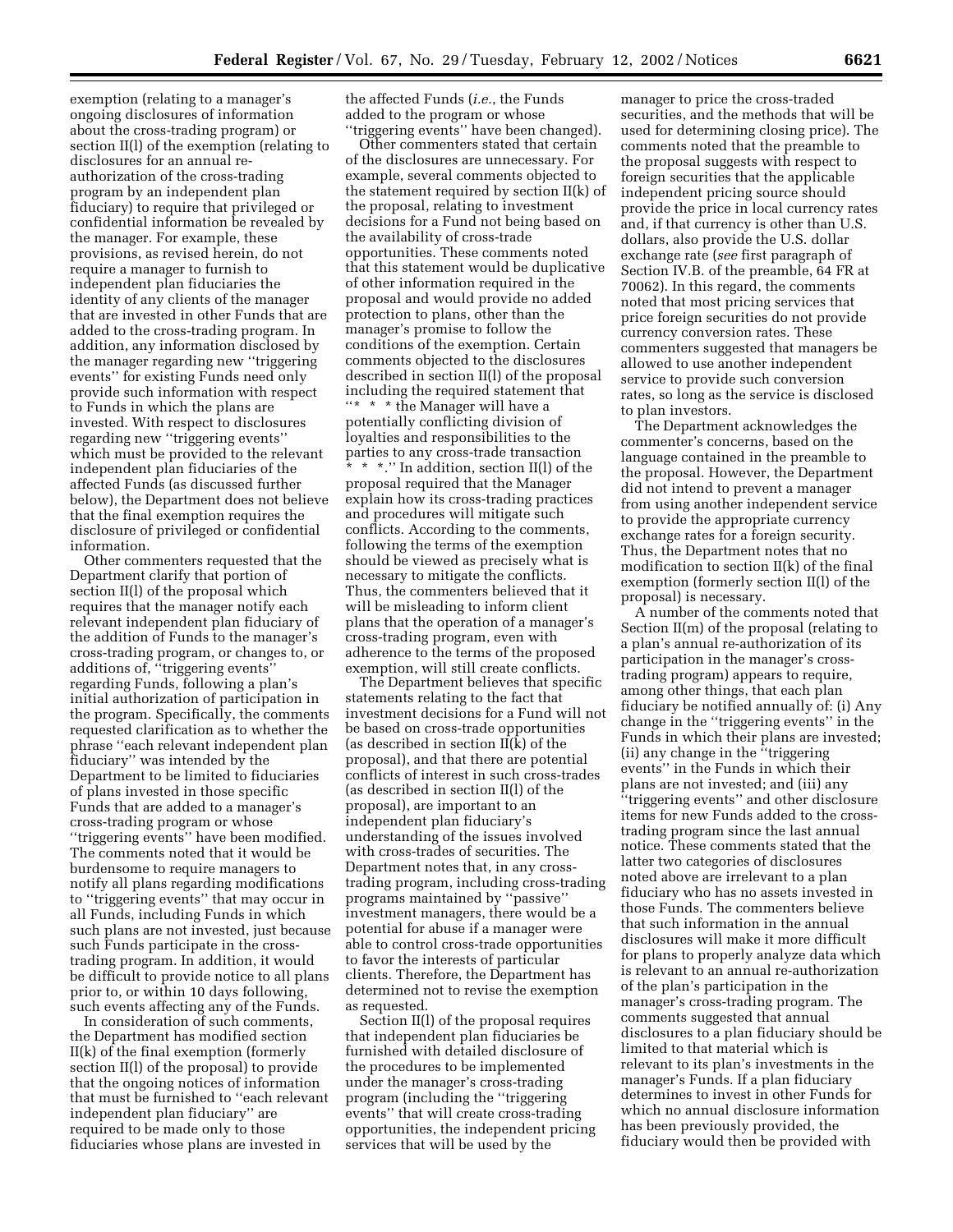exemption (relating to a manager's ongoing disclosures of information about the cross-trading program) or section II(l) of the exemption (relating to disclosures for an annual re-authorization of the cross-trading program by an independent plan fiduciary) to require that privileged or confidential information be revealed by the manager. For example, these provisions, as revised herein, do not require a manager to furnish to independent plan fiduciaries the identity of any clients of the manager that are invested in other Funds that are added to the cross-trading program. In addition, any information disclosed by the manager regarding new "triggering events" for existing Funds need only provide such information with respect to Funds in which the plans are invested. With respect to disclosures regarding new "triggering events" which must be provided to the relevant independent plan fiduciaries of the affected Funds (as discussed further below), the Department does not believe that the final exemption requires the disclosure of privileged or confidential information.

Other commenters requested that the Department clarify that portion of section II(l) of the proposal which requires that the manager notify each relevant independent plan fiduciary of the addition of Funds to the manager's cross-trading program, or changes to, or additions of, "triggering events" regarding Funds, following a plan's initial authorization of participation in the program. Specifically, the comments requested clarification as to whether the phrase "each relevant independent plan fiduciary" was intended by the Department to be limited to fiduciaries of plans invested in those specific Funds that are added to a manager's cross-trading program or whose "triggering events" have been modified. The comments noted that it would be burdensome to require managers to notify all plans regarding modifications to "triggering events" that may occur in all Funds, including Funds in which such plans are not invested, just because such Funds participate in the cross-trading program. In addition, it would be difficult to provide notice to all plans prior to, or within 10 days following, such events affecting any of the Funds.

In consideration of such comments, the Department has modified section II(k) of the final exemption (formerly section II(l) of the proposal) to provide that the ongoing notices of information that must be furnished to "each relevant independent plan fiduciary" are required to be made only to those fiduciaries whose plans are invested in the affected Funds (*i.e.*, the Funds added to the program or whose "triggering events" have been changed).

Other commenters stated that certain of the disclosures are unnecessary. For example, several comments objected to the statement required by section II(k) of the proposal, relating to investment decisions for a Fund not being based on the availability of cross-trade opportunities. These comments noted that this statement would be duplicative of other information required in the proposal and would provide no added protection to plans, other than the manager's promise to follow the conditions of the exemption. Certain comments objected to the disclosures described in section II(l) of the proposal including the required statement that "* * * the Manager will have a potentially conflicting division of loyalties and responsibilities to the parties to any cross-trade transaction * * *." In addition, section II(l) of the proposal required that the Manager explain how its cross-trading practices and procedures will mitigate such conflicts. According to the comments, following the terms of the exemption should be viewed as precisely what is necessary to mitigate the conflicts. Thus, the commenters believed that it will be misleading to inform client plans that the operation of a manager's cross-trading program, even with adherence to the terms of the proposed exemption, will still create conflicts.

The Department believes that specific statements relating to the fact that investment decisions for a Fund will not be based on cross-trade opportunities (as described in section II(k) of the proposal), and that there are potential conflicts of interest in such cross-trades (as described in section II(l) of the proposal), are important to an independent plan fiduciary's understanding of the issues involved with cross-trades of securities. The Department notes that, in any cross-trading program, including cross-trading programs maintained by "passive" investment managers, there would be a potential for abuse if a manager were able to control cross-trade opportunities to favor the interests of particular clients. Therefore, the Department has determined not to revise the exemption as requested.

Section II(l) of the proposal requires that independent plan fiduciaries be furnished with detailed disclosure of the procedures to be implemented under the manager's cross-trading program (including the "triggering events" that will create cross-trading opportunities, the independent pricing services that will be used by the manager to price the cross-traded securities, and the methods that will be used for determining closing price). The comments noted that the preamble to the proposal suggests with respect to foreign securities that the applicable independent pricing source should provide the price in local currency rates and, if that currency is other than U.S. dollars, also provide the U.S. dollar exchange rate (*see* first paragraph of Section IV.B. of the preamble, 64 FR at 70062). In this regard, the comments noted that most pricing services that price foreign securities do not provide currency conversion rates. These commenters suggested that managers be allowed to use another independent service to provide such conversion rates, so long as the service is disclosed to plan investors.

The Department acknowledges the commenter's concerns, based on the language contained in the preamble to the proposal. However, the Department did not intend to prevent a manager from using another independent service to provide the appropriate currency exchange rates for a foreign security. Thus, the Department notes that no modification to section II(k) of the final exemption (formerly section II(l) of the proposal) is necessary.

A number of the comments noted that Section II(m) of the proposal (relating to a plan's annual re-authorization of its participation in the manager's cross-trading program) appears to require, among other things, that each plan fiduciary be notified annually of: (i) Any change in the "triggering events" in the Funds in which their plans are invested; (ii) any change in the "triggering events" in the Funds in which their plans are not invested; and (iii) any "triggering events" and other disclosure items for new Funds added to the cross-trading program since the last annual notice. These comments stated that the latter two categories of disclosures noted above are irrelevant to a plan fiduciary who has no assets invested in those Funds. The commenters believe that such information in the annual disclosures will make it more difficult for plans to properly analyze data which is relevant to an annual re-authorization of the plan's participation in the manager's cross-trading program. The comments suggested that annual disclosures to a plan fiduciary should be limited to that material which is relevant to its plan's investments in the manager's Funds. If a plan fiduciary determines to invest in other Funds for which no annual disclosure information has been previously provided, the fiduciary would then be provided with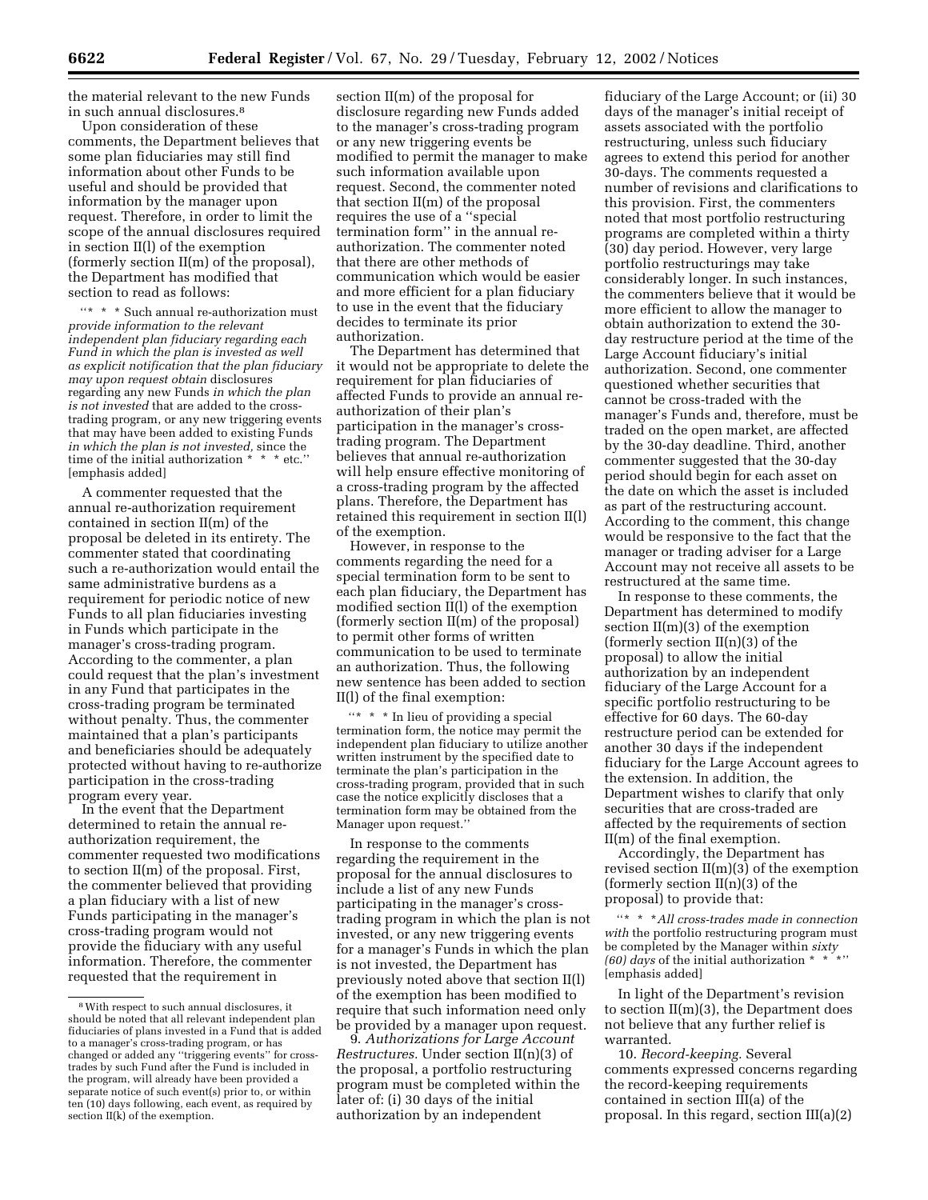the material relevant to the new Funds in such annual disclosures.[8]

Upon consideration of these comments, the Department believes that some plan fiduciaries may still find information about other Funds to be useful and should be provided that information by the manager upon request. Therefore, in order to limit the scope of the annual disclosures required in section II(l) of the exemption (formerly section II(m) of the proposal), the Department has modified that section to read as follows:

> ''* * * Such annual re-authorization must *provide information to the relevant independent plan fiduciary regarding each Fund in which the plan is invested as well as explicit notification that the plan fiduciary may upon request obtain* disclosures regarding any new Funds *in which the plan is not invested* that are added to the cross-trading program, or any new triggering events that may have been added to existing Funds *in which the plan is not invested,* since the time of the initial authorization * * * etc.'' [emphasis added]

A commenter requested that the annual re-authorization requirement contained in section II(m) of the proposal be deleted in its entirety. The commenter stated that coordinating such a re-authorization would entail the same administrative burdens as a requirement for periodic notice of new Funds to all plan fiduciaries investing in Funds which participate in the manager's cross-trading program. According to the commenter, a plan could request that the plan's investment in any Fund that participates in the cross-trading program be terminated without penalty. Thus, the commenter maintained that a plan's participants and beneficiaries should be adequately protected without having to re-authorize participation in the cross-trading program every year.

In the event that the Department determined to retain the annual re-authorization requirement, the commenter requested two modifications to section II(m) of the proposal. First, the commenter believed that providing a plan fiduciary with a list of new Funds participating in the manager's cross-trading program would not provide the fiduciary with any useful information. Therefore, the commenter requested that the requirement in section II(m) of the proposal for disclosure regarding new Funds added to the manager's cross-trading program or any new triggering events be modified to permit the manager to make such information available upon request. Second, the commenter noted that section II(m) of the proposal requires the use of a ''special termination form'' in the annual re-authorization. The commenter noted that there are other methods of communication which would be easier and more efficient for a plan fiduciary to use in the event that the fiduciary decides to terminate its prior authorization.

The Department has determined that it would not be appropriate to delete the requirement for plan fiduciaries of affected Funds to provide an annual re-authorization of their plan's participation in the manager's cross-trading program. The Department believes that annual re-authorization will help ensure effective monitoring of a cross-trading program by the affected plans. Therefore, the Department has retained this requirement in section II(l) of the exemption.

However, in response to the comments regarding the need for a special termination form to be sent to each plan fiduciary, the Department has modified section II(l) of the exemption (formerly section II(m) of the proposal) to permit other forms of written communication to be used to terminate an authorization. Thus, the following new sentence has been added to section II(l) of the final exemption:

> ''* * * In lieu of providing a special termination form, the notice may permit the independent plan fiduciary to utilize another written instrument by the specified date to terminate the plan's participation in the cross-trading program, provided that in such case the notice explicitly discloses that a termination form may be obtained from the Manager upon request.''

In response to the comments regarding the requirement in the proposal for the annual disclosures to include a list of any new Funds participating in the manager's cross-trading program in which the plan is not invested, or any new triggering events for a manager's Funds in which the plan is not invested, the Department has previously noted above that section II(l) of the exemption has been modified to require that such information need only be provided by a manager upon request.

9. *Authorizations for Large Account Restructures.* Under section II(n)(3) of the proposal, a portfolio restructuring program must be completed within the later of: (i) 30 days of the initial authorization by an independent fiduciary of the Large Account; or (ii) 30 days of the manager's initial receipt of assets associated with the portfolio restructuring, unless such fiduciary agrees to extend this period for another 30-days. The comments requested a number of revisions and clarifications to this provision. First, the commenters noted that most portfolio restructuring programs are completed within a thirty (30) day period. However, very large portfolio restructurings may take considerably longer. In such instances, the commenters believe that it would be more efficient to allow the manager to obtain authorization to extend the 30-day restructure period at the time of the Large Account fiduciary's initial authorization. Second, one commenter questioned whether securities that cannot be cross-traded with the manager's Funds and, therefore, must be traded on the open market, are affected by the 30-day deadline. Third, another commenter suggested that the 30-day period should begin for each asset on the date on which the asset is included as part of the restructuring account. According to the comment, this change would be responsive to the fact that the manager or trading adviser for a Large Account may not receive all assets to be restructured at the same time.

In response to these comments, the Department has determined to modify section II(m)(3) of the exemption (formerly section II(n)(3) of the proposal) to allow the initial authorization by an independent fiduciary of the Large Account for a specific portfolio restructuring to be effective for 60 days. The 60-day restructure period can be extended for another 30 days if the independent fiduciary for the Large Account agrees to the extension. In addition, the Department wishes to clarify that only securities that are cross-traded are affected by the requirements of section II(m) of the final exemption.

Accordingly, the Department has revised section II(m)(3) of the exemption (formerly section II(n)(3) of the proposal) to provide that:

> ''* * **All cross-trades made in connection with* the portfolio restructuring program must be completed by the Manager within *sixty (60) days* of the initial authorization * * *'' [emphasis added]

In light of the Department's revision to section II(m)(3), the Department does not believe that any further relief is warranted.

10. *Record-keeping.* Several comments expressed concerns regarding the record-keeping requirements contained in section III(a) of the proposal. In this regard, section III(a)(2)

---

[8] With respect to such annual disclosures, it should be noted that all relevant independent plan fiduciaries of plans invested in a Fund that is added to a manager's cross-trading program, or has changed or added any ''triggering events'' for cross-trades by such Fund after the Fund is included in the program, will already have been provided a separate notice of such event(s) prior to, or within ten (10) days following, each event, as required by section II(k) of the exemption.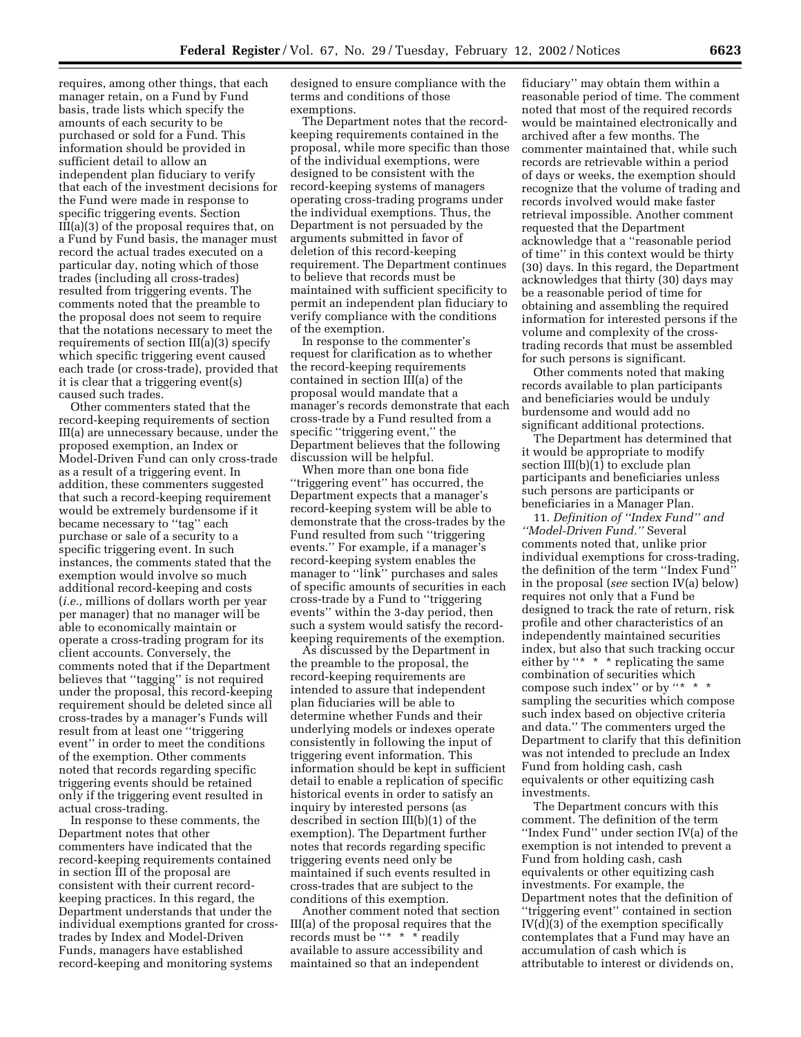requires, among other things, that each manager retain, on a Fund by Fund basis, trade lists which specify the amounts of each security to be purchased or sold for a Fund. This information should be provided in sufficient detail to allow an independent plan fiduciary to verify that each of the investment decisions for the Fund were made in response to specific triggering events. Section III(a)(3) of the proposal requires that, on a Fund by Fund basis, the manager must record the actual trades executed on a particular day, noting which of those trades (including all cross-trades) resulted from triggering events. The comments noted that the preamble to the proposal does not seem to require that the notations necessary to meet the requirements of section III(a)(3) specify which specific triggering event caused each trade (or cross-trade), provided that it is clear that a triggering event(s) caused such trades.

Other commenters stated that the record-keeping requirements of section III(a) are unnecessary because, under the proposed exemption, an Index or Model-Driven Fund can only cross-trade as a result of a triggering event. In addition, these commenters suggested that such a record-keeping requirement would be extremely burdensome if it became necessary to ''tag'' each purchase or sale of a security to a specific triggering event. In such instances, the comments stated that the exemption would involve so much additional record-keeping and costs (*i.e.,* millions of dollars worth per year per manager) that no manager will be able to economically maintain or operate a cross-trading program for its client accounts. Conversely, the comments noted that if the Department believes that ''tagging'' is not required under the proposal, this record-keeping requirement should be deleted since all cross-trades by a manager's Funds will result from at least one ''triggering event'' in order to meet the conditions of the exemption. Other comments noted that records regarding specific triggering events should be retained only if the triggering event resulted in actual cross-trading.

In response to these comments, the Department notes that other commenters have indicated that the record-keeping requirements contained in section III of the proposal are consistent with their current record-keeping practices. In this regard, the Department understands that under the individual exemptions granted for cross-trades by Index and Model-Driven Funds, managers have established record-keeping and monitoring systems designed to ensure compliance with the terms and conditions of those exemptions.

The Department notes that the record-keeping requirements contained in the proposal, while more specific than those of the individual exemptions, were designed to be consistent with the record-keeping systems of managers operating cross-trading programs under the individual exemptions. Thus, the Department is not persuaded by the arguments submitted in favor of deletion of this record-keeping requirement. The Department continues to believe that records must be maintained with sufficient specificity to permit an independent plan fiduciary to verify compliance with the conditions of the exemption.

In response to the commenter's request for clarification as to whether the record-keeping requirements contained in section III(a) of the proposal would mandate that a manager's records demonstrate that each cross-trade by a Fund resulted from a specific ''triggering event,'' the Department believes that the following discussion will be helpful.

When more than one bona fide ''triggering event'' has occurred, the Department expects that a manager's record-keeping system will be able to demonstrate that the cross-trades by the Fund resulted from such ''triggering events.'' For example, if a manager's record-keeping system enables the manager to ''link'' purchases and sales of specific amounts of securities in each cross-trade by a Fund to ''triggering events'' within the 3-day period, then such a system would satisfy the record-keeping requirements of the exemption.

As discussed by the Department in the preamble to the proposal, the record-keeping requirements are intended to assure that independent plan fiduciaries will be able to determine whether Funds and their underlying models or indexes operate consistently in following the input of triggering event information. This information should be kept in sufficient detail to enable a replication of specific historical events in order to satisfy an inquiry by interested persons (as described in section III(b)(1) of the exemption). The Department further notes that records regarding specific triggering events need only be maintained if such events resulted in cross-trades that are subject to the conditions of this exemption.

Another comment noted that section III(a) of the proposal requires that the records must be ''* * * readily available to assure accessibility and maintained so that an independent fiduciary'' may obtain them within a reasonable period of time. The comment noted that most of the required records would be maintained electronically and archived after a few months. The commenter maintained that, while such records are retrievable within a period of days or weeks, the exemption should recognize that the volume of trading and records involved would make faster retrieval impossible. Another comment requested that the Department acknowledge that a ''reasonable period of time'' in this context would be thirty (30) days. In this regard, the Department acknowledges that thirty (30) days may be a reasonable period of time for obtaining and assembling the required information for interested persons if the volume and complexity of the cross-trading records that must be assembled for such persons is significant.

Other comments noted that making records available to plan participants and beneficiaries would be unduly burdensome and would add no significant additional protections.

The Department has determined that it would be appropriate to modify section III(b)(1) to exclude plan participants and beneficiaries unless such persons are participants or beneficiaries in a Manager Plan.

11. *Definition of ''Index Fund'' and ''Model-Driven Fund.''* Several comments noted that, unlike prior individual exemptions for cross-trading, the definition of the term ''Index Fund'' in the proposal (*see* section IV(a) below) requires not only that a Fund be designed to track the rate of return, risk profile and other characteristics of an independently maintained securities index, but also that such tracking occur either by ''* * * replicating the same combination of securities which compose such index'' or by ''* * * sampling the securities which compose such index based on objective criteria and data.'' The commenters urged the Department to clarify that this definition was not intended to preclude an Index Fund from holding cash, cash equivalents or other equitizing cash investments.

The Department concurs with this comment. The definition of the term ''Index Fund'' under section IV(a) of the exemption is not intended to prevent a Fund from holding cash, cash equivalents or other equitizing cash investments. For example, the Department notes that the definition of ''triggering event'' contained in section IV(d)(3) of the exemption specifically contemplates that a Fund may have an accumulation of cash which is attributable to interest or dividends on,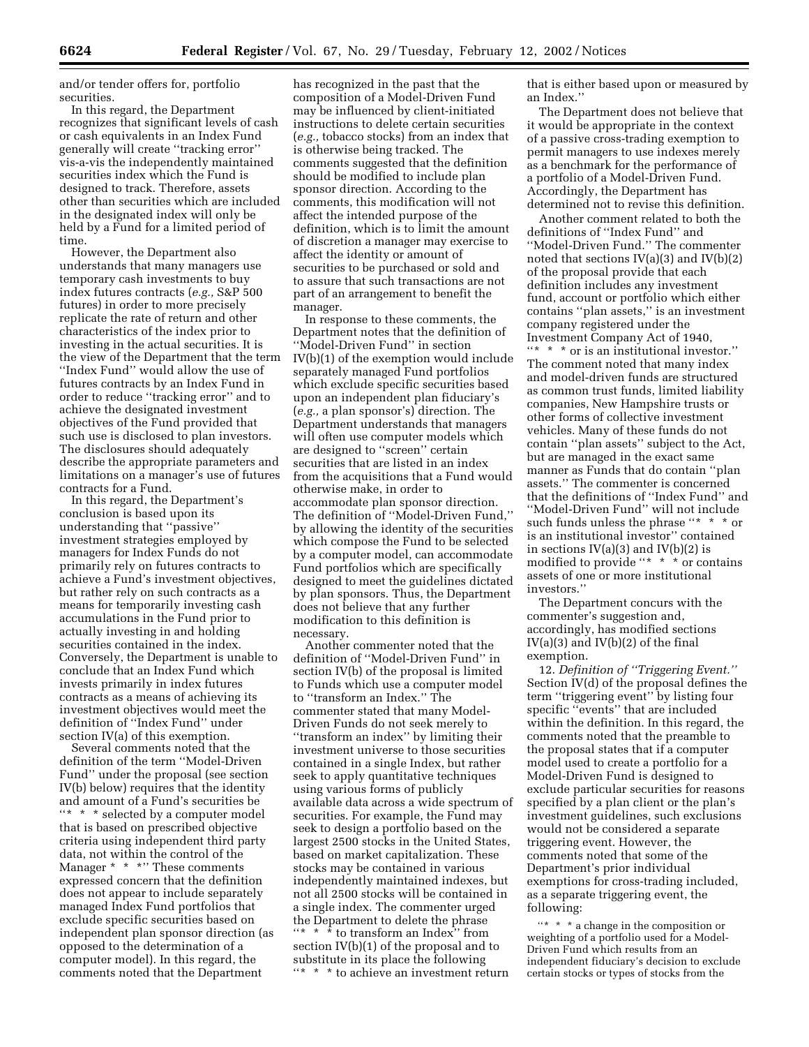and/or tender offers for, portfolio securities.

In this regard, the Department recognizes that significant levels of cash or cash equivalents in an Index Fund generally will create ''tracking error'' vis-a-vis the independently maintained securities index which the Fund is designed to track. Therefore, assets other than securities which are included in the designated index will only be held by a Fund for a limited period of time.

However, the Department also understands that many managers use temporary cash investments to buy index futures contracts (*e.g.,* S&P 500 futures) in order to more precisely replicate the rate of return and other characteristics of the index prior to investing in the actual securities. It is the view of the Department that the term ''Index Fund'' would allow the use of futures contracts by an Index Fund in order to reduce ''tracking error'' and to achieve the designated investment objectives of the Fund provided that such use is disclosed to plan investors. The disclosures should adequately describe the appropriate parameters and limitations on a manager's use of futures contracts for a Fund.

In this regard, the Department's conclusion is based upon its understanding that ''passive'' investment strategies employed by managers for Index Funds do not primarily rely on futures contracts to achieve a Fund's investment objectives, but rather rely on such contracts as a means for temporarily investing cash accumulations in the Fund prior to actually investing in and holding securities contained in the index. Conversely, the Department is unable to conclude that an Index Fund which invests primarily in index futures contracts as a means of achieving its investment objectives would meet the definition of ''Index Fund'' under section IV(a) of this exemption.

Several comments noted that the definition of the term ''Model-Driven Fund'' under the proposal (see section IV(b) below) requires that the identity and amount of a Fund's securities be ''* * * selected by a computer model that is based on prescribed objective criteria using independent third party data, not within the control of the Manager * * *'' These comments expressed concern that the definition does not appear to include separately managed Index Fund portfolios that exclude specific securities based on independent plan sponsor direction (as opposed to the determination of a computer model). In this regard, the comments noted that the Department has recognized in the past that the composition of a Model-Driven Fund may be influenced by client-initiated instructions to delete certain securities (*e.g.,* tobacco stocks) from an index that is otherwise being tracked. The comments suggested that the definition should be modified to include plan sponsor direction. According to the comments, this modification will not affect the intended purpose of the definition, which is to limit the amount of discretion a manager may exercise to affect the identity or amount of securities to be purchased or sold and to assure that such transactions are not part of an arrangement to benefit the manager.

In response to these comments, the Department notes that the definition of ''Model-Driven Fund'' in section IV(b)(1) of the exemption would include separately managed Fund portfolios which exclude specific securities based upon an independent plan fiduciary's (*e.g.,* a plan sponsor's) direction. The Department understands that managers will often use computer models which are designed to ''screen'' certain securities that are listed in an index from the acquisitions that a Fund would otherwise make, in order to accommodate plan sponsor direction. The definition of ''Model-Driven Fund,'' by allowing the identity of the securities which compose the Fund to be selected by a computer model, can accommodate Fund portfolios which are specifically designed to meet the guidelines dictated by plan sponsors. Thus, the Department does not believe that any further modification to this definition is necessary.

Another commenter noted that the definition of ''Model-Driven Fund'' in section IV(b) of the proposal is limited to Funds which use a computer model to ''transform an Index.'' The commenter stated that many Model-Driven Funds do not seek merely to ''transform an index'' by limiting their investment universe to those securities contained in a single Index, but rather seek to apply quantitative techniques using various forms of publicly available data across a wide spectrum of securities. For example, the Fund may seek to design a portfolio based on the largest 2500 stocks in the United States, based on market capitalization. These stocks may be contained in various independently maintained indexes, but not all 2500 stocks will be contained in a single index. The commenter urged the Department to delete the phrase ''* * * to transform an Index'' from section IV(b)(1) of the proposal and to substitute in its place the following ''* * * to achieve an investment return that is either based upon or measured by an Index.''

The Department does not believe that it would be appropriate in the context of a passive cross-trading exemption to permit managers to use indexes merely as a benchmark for the performance of a portfolio of a Model-Driven Fund. Accordingly, the Department has determined not to revise this definition.

Another comment related to both the definitions of ''Index Fund'' and ''Model-Driven Fund.'' The commenter noted that sections IV(a)(3) and IV(b)(2) of the proposal provide that each definition includes any investment fund, account or portfolio which either contains ''plan assets,'' is an investment company registered under the Investment Company Act of 1940, ''* * * or is an institutional investor.'' The comment noted that many index and model-driven funds are structured as common trust funds, limited liability companies, New Hampshire trusts or other forms of collective investment vehicles. Many of these funds do not contain ''plan assets'' subject to the Act, but are managed in the exact same manner as Funds that do contain ''plan assets.'' The commenter is concerned that the definitions of ''Index Fund'' and ''Model-Driven Fund'' will not include such funds unless the phrase ''* * * or is an institutional investor'' contained in sections IV(a)(3) and IV(b)(2) is modified to provide ''* * * or contains assets of one or more institutional investors.''

The Department concurs with the commenter's suggestion and, accordingly, has modified sections IV(a)(3) and IV(b)(2) of the final exemption.

12. *Definition of ''Triggering Event.''* Section IV(d) of the proposal defines the term ''triggering event'' by listing four specific ''events'' that are included within the definition. In this regard, the comments noted that the preamble to the proposal states that if a computer model used to create a portfolio for a Model-Driven Fund is designed to exclude particular securities for reasons specified by a plan client or the plan's investment guidelines, such exclusions would not be considered a separate triggering event. However, the comments noted that some of the Department's prior individual exemptions for cross-trading included, as a separate triggering event, the following:

> ''* * * a change in the composition or weighting of a portfolio used for a Model-Driven Fund which results from an independent fiduciary's decision to exclude certain stocks or types of stocks from the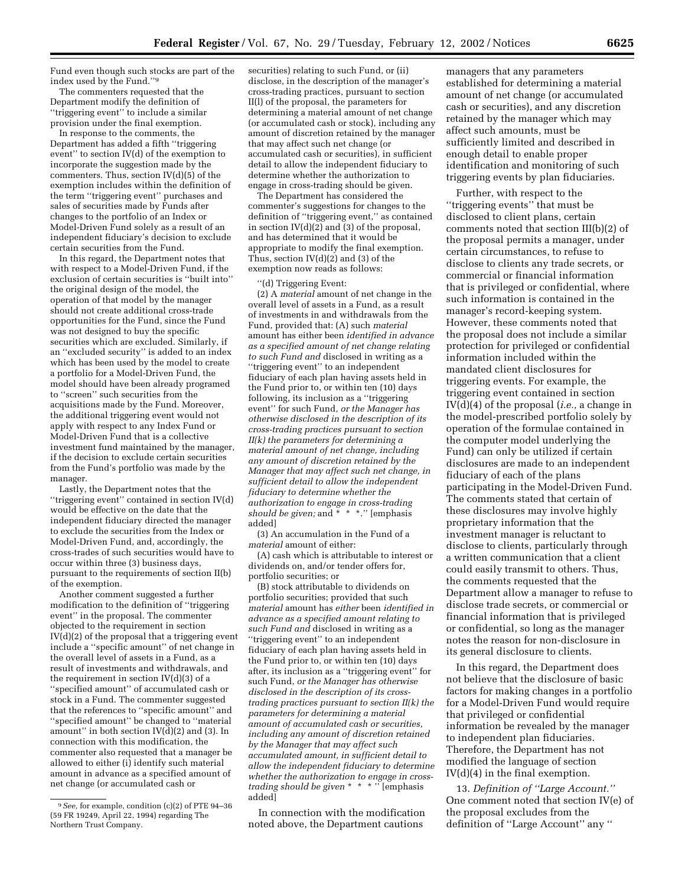Fund even though such stocks are part of the index used by the Fund.''[9]

The commenters requested that the Department modify the definition of ''triggering event'' to include a similar provision under the final exemption.

In response to the comments, the Department has added a fifth ''triggering event'' to section IV(d) of the exemption to incorporate the suggestion made by the commenters. Thus, section IV(d)(5) of the exemption includes within the definition of the term ''triggering event'' purchases and sales of securities made by Funds after changes to the portfolio of an Index or Model-Driven Fund solely as a result of an independent fiduciary's decision to exclude certain securities from the Fund.

In this regard, the Department notes that with respect to a Model-Driven Fund, if the exclusion of certain securities is ''built into'' the original design of the model, the operation of that model by the manager should not create additional cross-trade opportunities for the Fund, since the Fund was not designed to buy the specific securities which are excluded. Similarly, if an ''excluded security'' is added to an index which has been used by the model to create a portfolio for a Model-Driven Fund, the model should have been already programed to ''screen'' such securities from the acquisitions made by the Fund. Moreover, the additional triggering event would not apply with respect to any Index Fund or Model-Driven Fund that is a collective investment fund maintained by the manager, if the decision to exclude certain securities from the Fund's portfolio was made by the manager.

Lastly, the Department notes that the ''triggering event'' contained in section IV(d) would be effective on the date that the independent fiduciary directed the manager to exclude the securities from the Index or Model-Driven Fund, and, accordingly, the cross-trades of such securities would have to occur within three (3) business days, pursuant to the requirements of section II(b) of the exemption.

Another comment suggested a further modification to the definition of ''triggering event'' in the proposal. The commenter objected to the requirement in section IV(d)(2) of the proposal that a triggering event include a ''specific amount'' of net change in the overall level of assets in a Fund, as a result of investments and withdrawals, and the requirement in section IV(d)(3) of a ''specified amount'' of accumulated cash or stock in a Fund. The commenter suggested that the references to ''specific amount'' and ''specified amount'' be changed to ''material amount'' in both section IV(d)(2) and (3). In connection with this modification, the commenter also requested that a manager be allowed to either (i) identify such material amount in advance as a specified amount of net change (or accumulated cash or securities) relating to such Fund, or (ii) disclose, in the description of the manager's cross-trading practices, pursuant to section II(l) of the proposal, the parameters for determining a material amount of net change (or accumulated cash or stock), including any amount of discretion retained by the manager that may affect such net change (or accumulated cash or securities), in sufficient detail to allow the independent fiduciary to determine whether the authorization to engage in cross-trading should be given.

The Department has considered the commenter's suggestions for changes to the definition of ''triggering event,'' as contained in section IV(d)(2) and (3) of the proposal, and has determined that it would be appropriate to modify the final exemption. Thus, section IV(d)(2) and (3) of the exemption now reads as follows:

''(d) Triggering Event:

(2) A *material* amount of net change in the overall level of assets in a Fund, as a result of investments in and withdrawals from the Fund, provided that: (A) such *material* amount has either been *identified in advance as a specified amount of net change relating to such Fund and* disclosed in writing as a ''triggering event'' to an independent fiduciary of each plan having assets held in the Fund prior to, or within ten (10) days following, its inclusion as a ''triggering event'' for such Fund, *or the Manager has otherwise disclosed in the description of its cross-trading practices pursuant to section II(k) the parameters for determining a material amount of net change, including any amount of discretion retained by the Manager that may affect such net change, in sufficient detail to allow the independent fiduciary to determine whether the authorization to engage in cross-trading should be given;* and * * *.'' [emphasis added]

(3) An accumulation in the Fund of a *material* amount of either:

(A) cash which is attributable to interest or dividends on, and/or tender offers for, portfolio securities; or

(B) stock attributable to dividends on portfolio securities; provided that such *material* amount has *either* been *identified in advance as a specified amount relating to such Fund and* disclosed in writing as a ''triggering event'' to an independent fiduciary of each plan having assets held in the Fund prior to, or within ten (10) days after, its inclusion as a ''triggering event'' for such Fund, *or the Manager has otherwise disclosed in the description of its cross-trading practices pursuant to section II(k) the parameters for determining a material amount of accumulated cash or securities, including any amount of discretion retained by the Manager that may affect such accumulated amount, in sufficient detail to allow the independent fiduciary to determine whether the authorization to engage in cross-trading should be given* * * * '' [emphasis added]

In connection with the modification noted above, the Department cautions managers that any parameters established for determining a material amount of net change (or accumulated cash or securities), and any discretion retained by the manager which may affect such amounts, must be sufficiently limited and described in enough detail to enable proper identification and monitoring of such triggering events by plan fiduciaries.

Further, with respect to the ''triggering events'' that must be disclosed to client plans, certain comments noted that section III(b)(2) of the proposal permits a manager, under certain circumstances, to refuse to disclose to clients any trade secrets, or commercial or financial information that is privileged or confidential, where such information is contained in the manager's record-keeping system. However, these comments noted that the proposal does not include a similar protection for privileged or confidential information included within the mandated client disclosures for triggering events. For example, the triggering event contained in section IV(d)(4) of the proposal (*i.e.,* a change in the model-prescribed portfolio solely by operation of the formulae contained in the computer model underlying the Fund) can only be utilized if certain disclosures are made to an independent fiduciary of each of the plans participating in the Model-Driven Fund. The comments stated that certain of these disclosures may involve highly proprietary information that the investment manager is reluctant to disclose to clients, particularly through a written communication that a client could easily transmit to others. Thus, the comments requested that the Department allow a manager to refuse to disclose trade secrets, or commercial or financial information that is privileged or confidential, so long as the manager notes the reason for non-disclosure in its general disclosure to clients.

In this regard, the Department does not believe that the disclosure of basic factors for making changes in a portfolio for a Model-Driven Fund would require that privileged or confidential information be revealed by the manager to independent plan fiduciaries. Therefore, the Department has not modified the language of section IV(d)(4) in the final exemption.

13. *Definition of ''Large Account.''* One comment noted that section IV(e) of the proposal excludes from the definition of ''Large Account'' any ''

---

[9] *See,* for example, condition (c)(2) of PTE 94–36 (59 FR 19249, April 22, 1994) regarding The Northern Trust Company.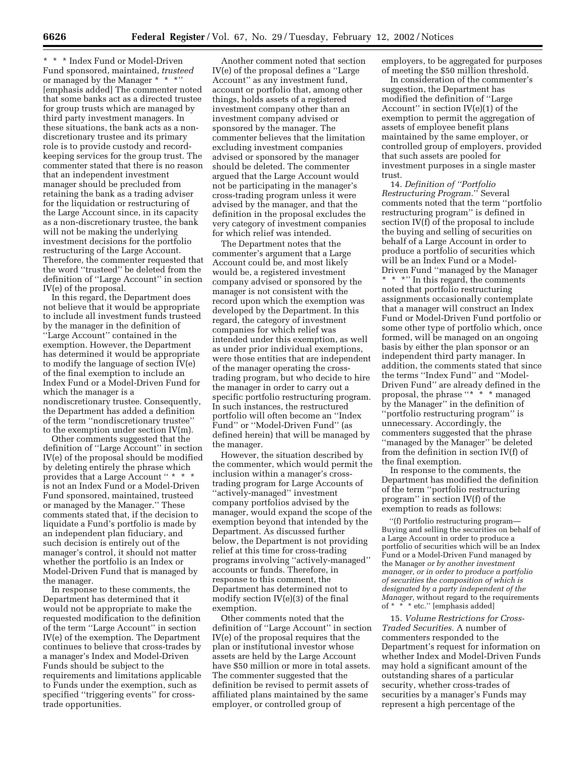\* \* \* Index Fund or Model-Driven Fund sponsored, maintained, *trusteed* or managed by the Manager \* \* \*'' [emphasis added] The commenter noted that some banks act as a directed trustee for group trusts which are managed by third party investment managers. In these situations, the bank acts as a non-discretionary trustee and its primary role is to provide custody and record-keeping services for the group trust. The commenter stated that there is no reason that an independent investment manager should be precluded from retaining the bank as a trading adviser for the liquidation or restructuring of the Large Account since, in its capacity as a non-discretionary trustee, the bank will not be making the underlying investment decisions for the portfolio restructuring of the Large Account. Therefore, the commenter requested that the word ''trusteed'' be deleted from the definition of ''Large Account'' in section IV(e) of the proposal.

In this regard, the Department does not believe that it would be appropriate to include all investment funds trusteed by the manager in the definition of ''Large Account'' contained in the exemption. However, the Department has determined it would be appropriate to modify the language of section IV(e) of the final exemption to include an Index Fund or a Model-Driven Fund for which the manager is a nondiscretionary trustee. Consequently, the Department has added a definition of the term ''nondiscretionary trustee'' to the exemption under section IV(m).

Other comments suggested that the definition of ''Large Account'' in section IV(e) of the proposal should be modified by deleting entirely the phrase which provides that a Large Account '' \* \* \* is not an Index Fund or a Model-Driven Fund sponsored, maintained, trusteed or managed by the Manager.'' These comments stated that, if the decision to liquidate a Fund's portfolio is made by an independent plan fiduciary, and such decision is entirely out of the manager's control, it should not matter whether the portfolio is an Index or Model-Driven Fund that is managed by the manager.

In response to these comments, the Department has determined that it would not be appropriate to make the requested modification to the definition of the term ''Large Account'' in section IV(e) of the exemption. The Department continues to believe that cross-trades by a manager's Index and Model-Driven Funds should be subject to the requirements and limitations applicable to Funds under the exemption, such as specified ''triggering events'' for cross-trade opportunities.

Another comment noted that section IV(e) of the proposal defines a ''Large Account'' as any investment fund, account or portfolio that, among other things, holds assets of a registered investment company other than an investment company advised or sponsored by the manager. The commenter believes that the limitation excluding investment companies advised or sponsored by the manager should be deleted. The commenter argued that the Large Account would not be participating in the manager's cross-trading program unless it were advised by the manager, and that the definition in the proposal excludes the very category of investment companies for which relief was intended.

The Department notes that the commenter's argument that a Large Account could be, and most likely would be, a registered investment company advised or sponsored by the manager is not consistent with the record upon which the exemption was developed by the Department. In this regard, the category of investment companies for which relief was intended under this exemption, as well as under prior individual exemptions, were those entities that are independent of the manager operating the cross-trading program, but who decide to hire the manager in order to carry out a specific portfolio restructuring program. In such instances, the restructured portfolio will often become an ''Index Fund'' or ''Model-Driven Fund'' (as defined herein) that will be managed by the manager.

However, the situation described by the commenter, which would permit the inclusion within a manager's cross-trading program for Large Accounts of ''actively-managed'' investment company portfolios advised by the manager, would expand the scope of the exemption beyond that intended by the Department. As discussed further below, the Department is not providing relief at this time for cross-trading programs involving ''actively-managed'' accounts or funds. Therefore, in response to this comment, the Department has determined not to modify section IV(e)(3) of the final exemption.

Other comments noted that the definition of ''Large Account'' in section IV(e) of the proposal requires that the plan or institutional investor whose assets are held by the Large Account have $50 million or more in total assets. The commenter suggested that the definition be revised to permit assets of affiliated plans maintained by the same employer, or controlled group of employers, to be aggregated for purposes of meeting the $50 million threshold.

In consideration of the commenter's suggestion, the Department has modified the definition of ''Large Account'' in section IV(e)(1) of the exemption to permit the aggregation of assets of employee benefit plans maintained by the same employer, or controlled group of employers, provided that such assets are pooled for investment purposes in a single master trust.

14. *Definition of ''Portfolio Restructuring Program.''* Several comments noted that the term ''portfolio restructuring program'' is defined in section IV(f) of the proposal to include the buying and selling of securities on behalf of a Large Account in order to produce a portfolio of securities which will be an Index Fund or a Model-Driven Fund ''managed by the Manager \* \* \*'' In this regard, the comments noted that portfolio restructuring assignments occasionally contemplate that a manager will construct an Index Fund or Model-Driven Fund portfolio or some other type of portfolio which, once formed, will be managed on an ongoing basis by either the plan sponsor or an independent third party manager. In addition, the comments stated that since the terms ''Index Fund'' and ''Model-Driven Fund'' are already defined in the proposal, the phrase ''\* \* \* managed by the Manager'' in the definition of ''portfolio restructuring program'' is unnecessary. Accordingly, the commenters suggested that the phrase ''managed by the Manager'' be deleted from the definition in section IV(f) of the final exemption.

In response to the comments, the Department has modified the definition of the term ''portfolio restructuring program'' in section IV(f) of the exemption to reads as follows:

> ''(f) Portfolio restructuring program—Buying and selling the securities on behalf of a Large Account in order to produce a portfolio of securities which will be an Index Fund or a Model-Driven Fund managed by the Manager *or by another investment manager, or in order to produce a portfolio of securities the composition of which is designated by a party independent of the Manager,* without regard to the requirements of \* \* \* etc.'' [emphasis added]

15. *Volume Restrictions for Cross-Traded Securities.* A number of commenters responded to the Department's request for information on whether Index and Model-Driven Funds may hold a significant amount of the outstanding shares of a particular security, whether cross-trades of securities by a manager's Funds may represent a high percentage of the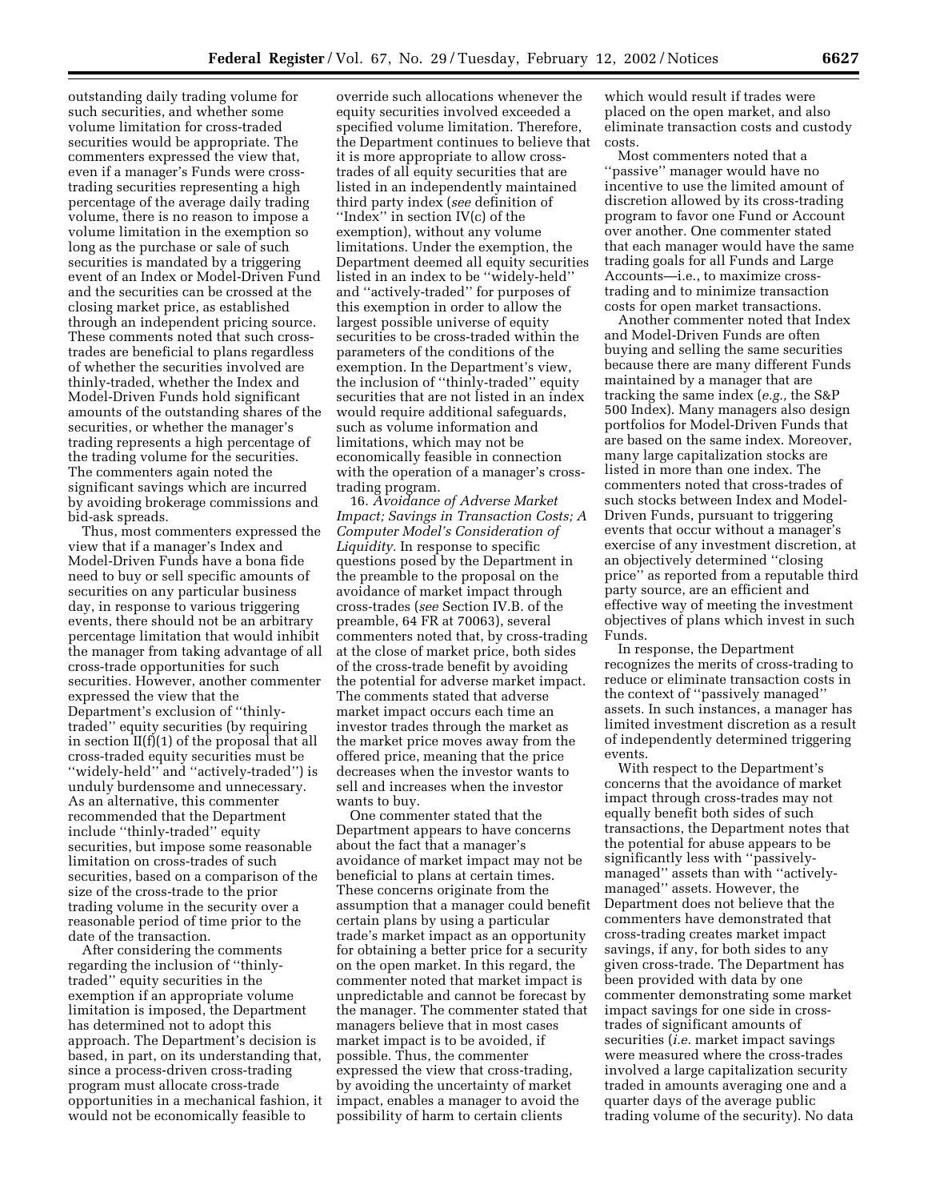outstanding daily trading volume for such securities, and whether some volume limitation for cross-traded securities would be appropriate. The commenters expressed the view that, even if a manager's Funds were cross-trading securities representing a high percentage of the average daily trading volume, there is no reason to impose a volume limitation in the exemption so long as the purchase or sale of such securities is mandated by a triggering event of an Index or Model-Driven Fund and the securities can be crossed at the closing market price, as established through an independent pricing source. These comments noted that such cross-trades are beneficial to plans regardless of whether the securities involved are thinly-traded, whether the Index and Model-Driven Funds hold significant amounts of the outstanding shares of the securities, or whether the manager's trading represents a high percentage of the trading volume for the securities. The commenters again noted the significant savings which are incurred by avoiding brokerage commissions and bid-ask spreads.

Thus, most commenters expressed the view that if a manager's Index and Model-Driven Funds have a bona fide need to buy or sell specific amounts of securities on any particular business day, in response to various triggering events, there should not be an arbitrary percentage limitation that would inhibit the manager from taking advantage of all cross-trade opportunities for such securities. However, another commenter expressed the view that the Department's exclusion of ''thinly-traded'' equity securities (by requiring in section II(f)(1) of the proposal that all cross-traded equity securities must be ''widely-held'' and ''actively-traded'') is unduly burdensome and unnecessary. As an alternative, this commenter recommended that the Department include ''thinly-traded'' equity securities, but impose some reasonable limitation on cross-trades of such securities, based on a comparison of the size of the cross-trade to the prior trading volume in the security over a reasonable period of time prior to the date of the transaction.

After considering the comments regarding the inclusion of ''thinly-traded'' equity securities in the exemption if an appropriate volume limitation is imposed, the Department has determined not to adopt this approach. The Department's decision is based, in part, on its understanding that, since a process-driven cross-trading program must allocate cross-trade opportunities in a mechanical fashion, it would not be economically feasible to override such allocations whenever the equity securities involved exceeded a specified volume limitation. Therefore, the Department continues to believe that it is more appropriate to allow cross-trades of all equity securities that are listed in an independently maintained third party index (*see* definition of ''Index'' in section IV(c) of the exemption), without any volume limitations. Under the exemption, the Department deemed all equity securities listed in an index to be ''widely-held'' and ''actively-traded'' for purposes of this exemption in order to allow the largest possible universe of equity securities to be cross-traded within the parameters of the conditions of the exemption. In the Department's view, the inclusion of ''thinly-traded'' equity securities that are not listed in an index would require additional safeguards, such as volume information and limitations, which may not be economically feasible in connection with the operation of a manager's cross-trading program.

16. *Avoidance of Adverse Market Impact; Savings in Transaction Costs; A Computer Model's Consideration of Liquidity.* In response to specific questions posed by the Department in the preamble to the proposal on the avoidance of market impact through cross-trades (*see* Section IV.B. of the preamble, 64 FR at 70063), several commenters noted that, by cross-trading at the close of market price, both sides of the cross-trade benefit by avoiding the potential for adverse market impact. The comments stated that adverse market impact occurs each time an investor trades through the market as the market price moves away from the offered price, meaning that the price decreases when the investor wants to sell and increases when the investor wants to buy.

One commenter stated that the Department appears to have concerns about the fact that a manager's avoidance of market impact may not be beneficial to plans at certain times. These concerns originate from the assumption that a manager could benefit certain plans by using a particular trade's market impact as an opportunity for obtaining a better price for a security on the open market. In this regard, the commenter noted that market impact is unpredictable and cannot be forecast by the manager. The commenter stated that managers believe that in most cases market impact is to be avoided, if possible. Thus, the commenter expressed the view that cross-trading, by avoiding the uncertainty of market impact, enables a manager to avoid the possibility of harm to certain clients which would result if trades were placed on the open market, and also eliminate transaction costs and custody costs.

Most commenters noted that a ''passive'' manager would have no incentive to use the limited amount of discretion allowed by its cross-trading program to favor one Fund or Account over another. One commenter stated that each manager would have the same trading goals for all Funds and Large Accounts—i.e., to maximize cross-trading and to minimize transaction costs for open market transactions.

Another commenter noted that Index and Model-Driven Funds are often buying and selling the same securities because there are many different Funds maintained by a manager that are tracking the same index (*e.g.,* the S&P 500 Index). Many managers also design portfolios for Model-Driven Funds that are based on the same index. Moreover, many large capitalization stocks are listed in more than one index. The commenters noted that cross-trades of such stocks between Index and Model-Driven Funds, pursuant to triggering events that occur without a manager's exercise of any investment discretion, at an objectively determined ''closing price'' as reported from a reputable third party source, are an efficient and effective way of meeting the investment objectives of plans which invest in such Funds.

In response, the Department recognizes the merits of cross-trading to reduce or eliminate transaction costs in the context of ''passively managed'' assets. In such instances, a manager has limited investment discretion as a result of independently determined triggering events.

With respect to the Department's concerns that the avoidance of market impact through cross-trades may not equally benefit both sides of such transactions, the Department notes that the potential for abuse appears to be significantly less with ''passively-managed'' assets than with ''actively-managed'' assets. However, the Department does not believe that the commenters have demonstrated that cross-trading creates market impact savings, if any, for both sides to any given cross-trade. The Department has been provided with data by one commenter demonstrating some market impact savings for one side in cross-trades of significant amounts of securities (*i.e.* market impact savings were measured where the cross-trades involved a large capitalization security traded in amounts averaging one and a quarter days of the average public trading volume of the security). No data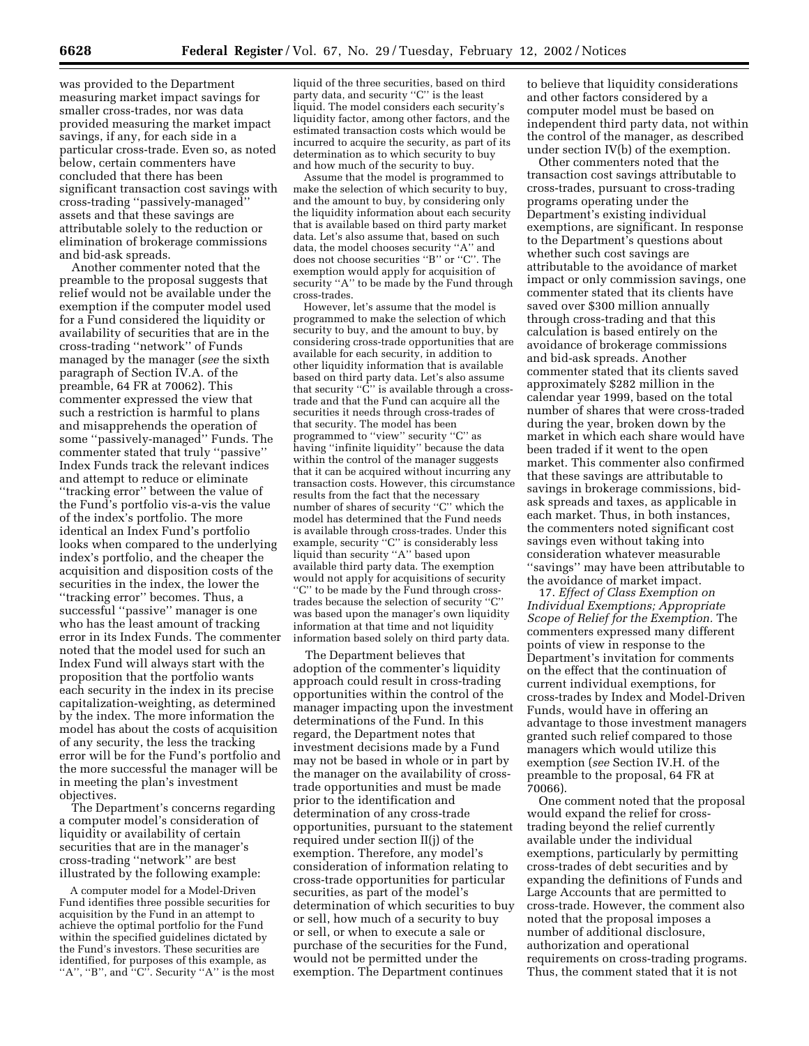was provided to the Department measuring market impact savings for smaller cross-trades, nor was data provided measuring the market impact savings, if any, for each side in a particular cross-trade. Even so, as noted below, certain commenters have concluded that there has been significant transaction cost savings with cross-trading ''passively-managed'' assets and that these savings are attributable solely to the reduction or elimination of brokerage commissions and bid-ask spreads.

Another commenter noted that the preamble to the proposal suggests that relief would not be available under the exemption if the computer model used for a Fund considered the liquidity or availability of securities that are in the cross-trading ''network'' of Funds managed by the manager (*see* the sixth paragraph of Section IV.A. of the preamble, 64 FR at 70062). This commenter expressed the view that such a restriction is harmful to plans and misapprehends the operation of some ''passively-managed'' Funds. The commenter stated that truly ''passive'' Index Funds track the relevant indices and attempt to reduce or eliminate ''tracking error'' between the value of the Fund's portfolio vis-a-vis the value of the index's portfolio. The more identical an Index Fund's portfolio looks when compared to the underlying index's portfolio, and the cheaper the acquisition and disposition costs of the securities in the index, the lower the ''tracking error'' becomes. Thus, a successful ''passive'' manager is one who has the least amount of tracking error in its Index Funds. The commenter noted that the model used for such an Index Fund will always start with the proposition that the portfolio wants each security in the index in its precise capitalization-weighting, as determined by the index. The more information the model has about the costs of acquisition of any security, the less the tracking error will be for the Fund's portfolio and the more successful the manager will be in meeting the plan's investment objectives.

The Department's concerns regarding a computer model's consideration of liquidity or availability of certain securities that are in the manager's cross-trading ''network'' are best illustrated by the following example:

A computer model for a Model-Driven Fund identifies three possible securities for acquisition by the Fund in an attempt to achieve the optimal portfolio for the Fund within the specified guidelines dictated by the Fund's investors. These securities are identified, for purposes of this example, as ''A'', ''B'', and ''C''. Security ''A'' is the most liquid of the three securities, based on third party data, and security ''C'' is the least liquid. The model considers each security's liquidity factor, among other factors, and the estimated transaction costs which would be incurred to acquire the security, as part of its determination as to which security to buy and how much of the security to buy.

Assume that the model is programmed to make the selection of which security to buy, and the amount to buy, by considering only the liquidity information about each security that is available based on third party market data. Let's also assume that, based on such data, the model chooses security ''A'' and does not choose securities ''B'' or ''C''. The exemption would apply for acquisition of security ''A'' to be made by the Fund through cross-trades.

However, let's assume that the model is programmed to make the selection of which security to buy, and the amount to buy, by considering cross-trade opportunities that are available for each security, in addition to other liquidity information that is available based on third party data. Let's also assume that security ''C'' is available through a cross-trade and that the Fund can acquire all the securities it needs through cross-trades of that security. The model has been programmed to ''view'' security ''C'' as having ''infinite liquidity'' because the data within the control of the manager suggests that it can be acquired without incurring any transaction costs. However, this circumstance results from the fact that the necessary number of shares of security ''C'' which the model has determined that the Fund needs is available through cross-trades. Under this example, security ''C'' is considerably less liquid than security ''A'' based upon available third party data. The exemption would not apply for acquisitions of security ''C'' to be made by the Fund through cross-trades because the selection of security ''C'' was based upon the manager's own liquidity information at that time and not liquidity information based solely on third party data.

The Department believes that adoption of the commenter's liquidity approach could result in cross-trading opportunities within the control of the manager impacting upon the investment determinations of the Fund. In this regard, the Department notes that investment decisions made by a Fund may not be based in whole or in part by the manager on the availability of cross-trade opportunities and must be made prior to the identification and determination of any cross-trade opportunities, pursuant to the statement required under section II(j) of the exemption. Therefore, any model's consideration of information relating to cross-trade opportunities for particular securities, as part of the model's determination of which securities to buy or sell, how much of a security to buy or sell, or when to execute a sale or purchase of the securities for the Fund, would not be permitted under the exemption. The Department continues to believe that liquidity considerations and other factors considered by a computer model must be based on independent third party data, not within the control of the manager, as described under section IV(b) of the exemption.

Other commenters noted that the transaction cost savings attributable to cross-trades, pursuant to cross-trading programs operating under the Department's existing individual exemptions, are significant. In response to the Department's questions about whether such cost savings are attributable to the avoidance of market impact or only commission savings, one commenter stated that its clients have saved over $300 million annually through cross-trading and that this calculation is based entirely on the avoidance of brokerage commissions and bid-ask spreads. Another commenter stated that its clients saved approximately $282 million in the calendar year 1999, based on the total number of shares that were cross-traded during the year, broken down by the market in which each share would have been traded if it went to the open market. This commenter also confirmed that these savings are attributable to savings in brokerage commissions, bid-ask spreads and taxes, as applicable in each market. Thus, in both instances, the commenters noted significant cost savings even without taking into consideration whatever measurable ''savings'' may have been attributable to the avoidance of market impact.

17. *Effect of Class Exemption on Individual Exemptions; Appropriate Scope of Relief for the Exemption.* The commenters expressed many different points of view in response to the Department's invitation for comments on the effect that the continuation of current individual exemptions, for cross-trades by Index and Model-Driven Funds, would have in offering an advantage to those investment managers granted such relief compared to those managers which would utilize this exemption (*see* Section IV.H. of the preamble to the proposal, 64 FR at 70066).

One comment noted that the proposal would expand the relief for cross-trading beyond the relief currently available under the individual exemptions, particularly by permitting cross-trades of debt securities and by expanding the definitions of Funds and Large Accounts that are permitted to cross-trade. However, the comment also noted that the proposal imposes a number of additional disclosure, authorization and operational requirements on cross-trading programs. Thus, the comment stated that it is not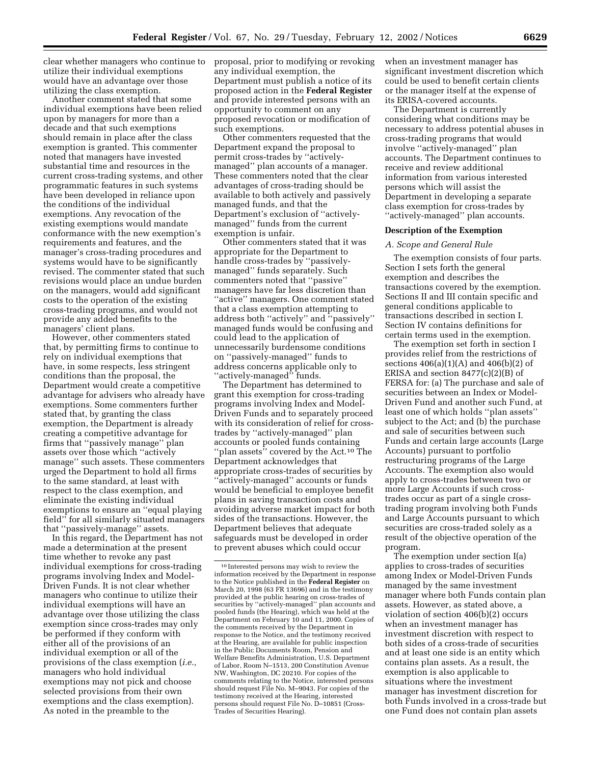clear whether managers who continue to utilize their individual exemptions would have an advantage over those utilizing the class exemption.

Another comment stated that some individual exemptions have been relied upon by managers for more than a decade and that such exemptions should remain in place after the class exemption is granted. This commenter noted that managers have invested substantial time and resources in the current cross-trading systems, and other programmatic features in such systems have been developed in reliance upon the conditions of the individual exemptions. Any revocation of the existing exemptions would mandate conformance with the new exemption's requirements and features, and the manager's cross-trading procedures and systems would have to be significantly revised. The commenter stated that such revisions would place an undue burden on the managers, would add significant costs to the operation of the existing cross-trading programs, and would not provide any added benefits to the managers' client plans.

However, other commenters stated that, by permitting firms to continue to rely on individual exemptions that have, in some respects, less stringent conditions than the proposal, the Department would create a competitive advantage for advisers who already have exemptions. Some commenters further stated that, by granting the class exemption, the Department is already creating a competitive advantage for firms that "passively manage" plan assets over those which "actively manage" such assets. These commenters urged the Department to hold all firms to the same standard, at least with respect to the class exemption, and eliminate the existing individual exemptions to ensure an "equal playing field" for all similarly situated managers that "passively-manage" assets.

In this regard, the Department has not made a determination at the present time whether to revoke any past individual exemptions for cross-trading programs involving Index and Model-Driven Funds. It is not clear whether managers who continue to utilize their individual exemptions will have an advantage over those utilizing the class exemption since cross-trades may only be performed if they conform with either all of the provisions of an individual exemption or all of the provisions of the class exemption (*i.e.,* managers who hold individual exemptions may not pick and choose selected provisions from their own exemptions and the class exemption). As noted in the preamble to the proposal, prior to modifying or revoking any individual exemption, the Department must publish a notice of its proposed action in the **Federal Register** and provide interested persons with an opportunity to comment on any proposed revocation or modification of such exemptions.

Other commenters requested that the Department expand the proposal to permit cross-trades by "actively-managed" plan accounts of a manager. These commenters noted that the clear advantages of cross-trading should be available to both actively and passively managed funds, and that the Department's exclusion of "actively-managed" funds from the current exemption is unfair.

Other commenters stated that it was appropriate for the Department to handle cross-trades by "passively-managed" funds separately. Such commenters noted that "passive" managers have far less discretion than "active" managers. One comment stated that a class exemption attempting to address both "actively" and "passively" managed funds would be confusing and could lead to the application of unnecessarily burdensome conditions on "passively-managed" funds to address concerns applicable only to "actively-managed" funds.

The Department has determined to grant this exemption for cross-trading programs involving Index and Model-Driven Funds and to separately proceed with its consideration of relief for cross-trades by "actively-managed" plan accounts or pooled funds containing "plan assets" covered by the Act.[10] The Department acknowledges that appropriate cross-trades of securities by "actively-managed" accounts or funds would be beneficial to employee benefit plans in saving transaction costs and avoiding adverse market impact for both sides of the transactions. However, the Department believes that adequate safeguards must be developed in order to prevent abuses which could occur when an investment manager has significant investment discretion which could be used to benefit certain clients or the manager itself at the expense of its ERISA-covered accounts.

The Department is currently considering what conditions may be necessary to address potential abuses in cross-trading programs that would involve "actively-managed" plan accounts. The Department continues to receive and review additional information from various interested persons which will assist the Department in developing a separate class exemption for cross-trades by "actively-managed" plan accounts.

**Description of the Exemption**

*A. Scope and General Rule*

The exemption consists of four parts. Section I sets forth the general exemption and describes the transactions covered by the exemption. Sections II and III contain specific and general conditions applicable to transactions described in section I. Section IV contains definitions for certain terms used in the exemption.

The exemption set forth in section I provides relief from the restrictions of sections 406(a)(1)(A) and 406(b)(2) of ERISA and section 8477(c)(2)(B) of FERSA for: (a) The purchase and sale of securities between an Index or Model-Driven Fund and another such Fund, at least one of which holds "plan assets" subject to the Act; and (b) the purchase and sale of securities between such Funds and certain large accounts (Large Accounts) pursuant to portfolio restructuring programs of the Large Accounts. The exemption also would apply to cross-trades between two or more Large Accounts if such cross-trades occur as part of a single cross-trading program involving both Funds and Large Accounts pursuant to which securities are cross-traded solely as a result of the objective operation of the program.

The exemption under section I(a) applies to cross-trades of securities among Index or Model-Driven Funds managed by the same investment manager where both Funds contain plan assets. However, as stated above, a violation of section 406(b)(2) occurs when an investment manager has investment discretion with respect to both sides of a cross-trade of securities and at least one side is an entity which contains plan assets. As a result, the exemption is also applicable to situations where the investment manager has investment discretion for both Funds involved in a cross-trade but one Fund does not contain plan assets

[10] Interested persons may wish to review the information received by the Department in response to the Notice published in the **Federal Register** on March 20, 1998 (63 FR 13696) and in the testimony provided at the public hearing on cross-trades of securities by "actively-managed" plan accounts and pooled funds (the Hearing), which was held at the Department on February 10 and 11, 2000. Copies of the comments received by the Department in response to the Notice, and the testimony received at the Hearing, are available for public inspection in the Public Documents Room, Pension and Welfare Benefits Administration, U.S. Department of Labor, Room N–1513, 200 Constitution Avenue NW, Washington, DC 20210. For copies of the comments relating to the Notice, interested persons should request File No. M–9043. For copies of the testimony received at the Hearing, interested persons should request File No. D–10851 (Cross-Trades of Securities Hearing).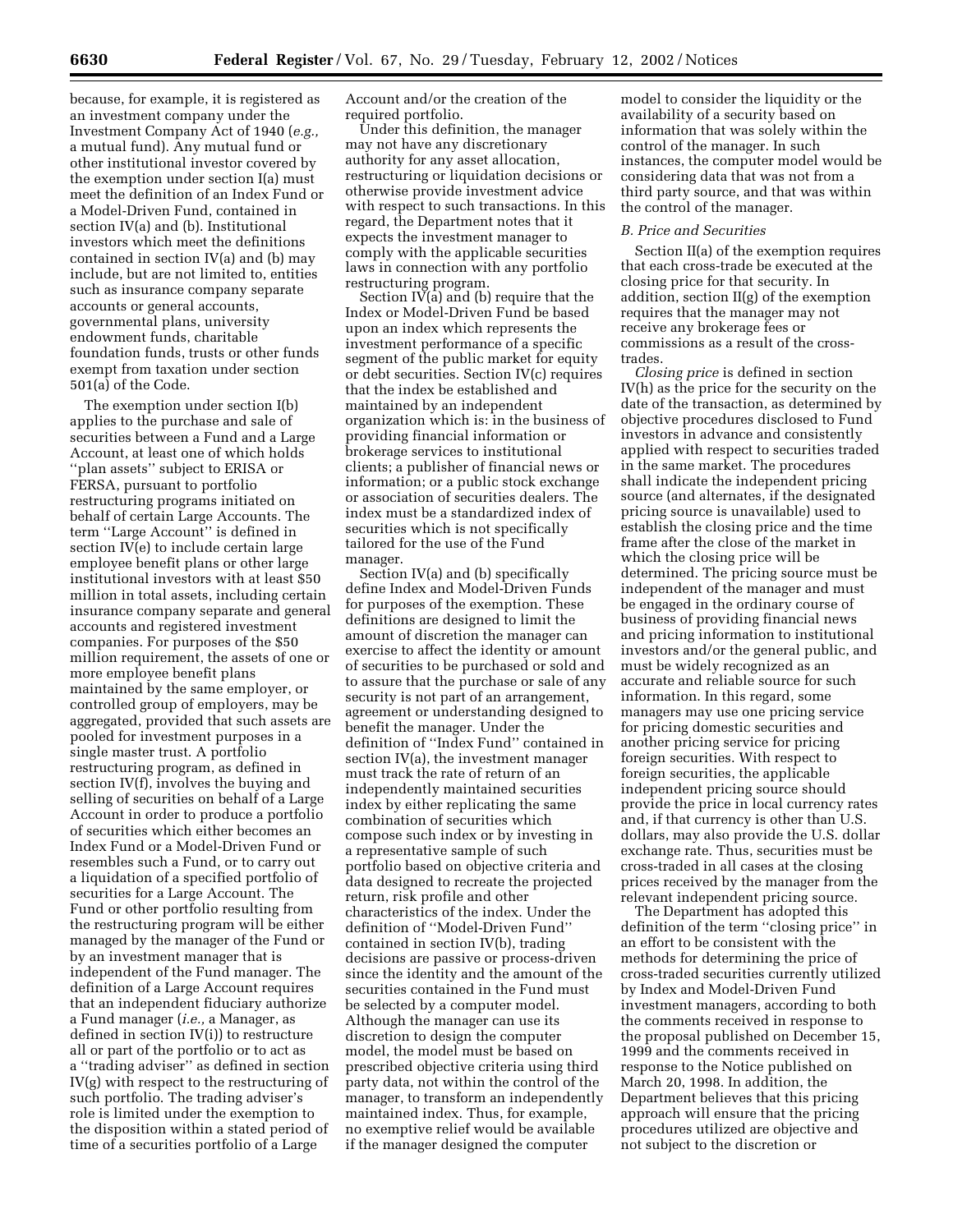because, for example, it is registered as an investment company under the Investment Company Act of 1940 (*e.g.,* a mutual fund). Any mutual fund or other institutional investor covered by the exemption under section I(a) must meet the definition of an Index Fund or a Model-Driven Fund, contained in section IV(a) and (b). Institutional investors which meet the definitions contained in section IV(a) and (b) may include, but are not limited to, entities such as insurance company separate accounts or general accounts, governmental plans, university endowment funds, charitable foundation funds, trusts or other funds exempt from taxation under section 501(a) of the Code.

The exemption under section I(b) applies to the purchase and sale of securities between a Fund and a Large Account, at least one of which holds ''plan assets'' subject to ERISA or FERSA, pursuant to portfolio restructuring programs initiated on behalf of certain Large Accounts. The term ''Large Account'' is defined in section IV(e) to include certain large employee benefit plans or other large institutional investors with at least $50 million in total assets, including certain insurance company separate and general accounts and registered investment companies. For purposes of the $50 million requirement, the assets of one or more employee benefit plans maintained by the same employer, or controlled group of employers, may be aggregated, provided that such assets are pooled for investment purposes in a single master trust. A portfolio restructuring program, as defined in section IV(f), involves the buying and selling of securities on behalf of a Large Account in order to produce a portfolio of securities which either becomes an Index Fund or a Model-Driven Fund or resembles such a Fund, or to carry out a liquidation of a specified portfolio of securities for a Large Account. The Fund or other portfolio resulting from the restructuring program will be either managed by the manager of the Fund or by an investment manager that is independent of the Fund manager. The definition of a Large Account requires that an independent fiduciary authorize a Fund manager (*i.e.,* a Manager, as defined in section IV(i)) to restructure all or part of the portfolio or to act as a ''trading adviser'' as defined in section IV(g) with respect to the restructuring of such portfolio. The trading adviser's role is limited under the exemption to the disposition within a stated period of time of a securities portfolio of a Large Account and/or the creation of the required portfolio.

Under this definition, the manager may not have any discretionary authority for any asset allocation, restructuring or liquidation decisions or otherwise provide investment advice with respect to such transactions. In this regard, the Department notes that it expects the investment manager to comply with the applicable securities laws in connection with any portfolio restructuring program.

Section IV(a) and (b) require that the Index or Model-Driven Fund be based upon an index which represents the investment performance of a specific segment of the public market for equity or debt securities. Section IV(c) requires that the index be established and maintained by an independent organization which is: in the business of providing financial information or brokerage services to institutional clients; a publisher of financial news or information; or a public stock exchange or association of securities dealers. The index must be a standardized index of securities which is not specifically tailored for the use of the Fund manager.

Section IV(a) and (b) specifically define Index and Model-Driven Funds for purposes of the exemption. These definitions are designed to limit the amount of discretion the manager can exercise to affect the identity or amount of securities to be purchased or sold and to assure that the purchase or sale of any security is not part of an arrangement, agreement or understanding designed to benefit the manager. Under the definition of ''Index Fund'' contained in section IV(a), the investment manager must track the rate of return of an independently maintained securities index by either replicating the same combination of securities which compose such index or by investing in a representative sample of such portfolio based on objective criteria and data designed to recreate the projected return, risk profile and other characteristics of the index. Under the definition of ''Model-Driven Fund'' contained in section IV(b), trading decisions are passive or process-driven since the identity and the amount of the securities contained in the Fund must be selected by a computer model. Although the manager can use its discretion to design the computer model, the model must be based on prescribed objective criteria using third party data, not within the control of the manager, to transform an independently maintained index. Thus, for example, no exemptive relief would be available if the manager designed the computer model to consider the liquidity or the availability of a security based on information that was solely within the control of the manager. In such instances, the computer model would be considering data that was not from a third party source, and that was within the control of the manager.

*B. Price and Securities*

Section II(a) of the exemption requires that each cross-trade be executed at the closing price for that security. In addition, section II(g) of the exemption requires that the manager may not receive any brokerage fees or commissions as a result of the cross-trades.

*Closing price* is defined in section IV(h) as the price for the security on the date of the transaction, as determined by objective procedures disclosed to Fund investors in advance and consistently applied with respect to securities traded in the same market. The procedures shall indicate the independent pricing source (and alternates, if the designated pricing source is unavailable) used to establish the closing price and the time frame after the close of the market in which the closing price will be determined. The pricing source must be independent of the manager and must be engaged in the ordinary course of business of providing financial news and pricing information to institutional investors and/or the general public, and must be widely recognized as an accurate and reliable source for such information. In this regard, some managers may use one pricing service for pricing domestic securities and another pricing service for pricing foreign securities. With respect to foreign securities, the applicable independent pricing source should provide the price in local currency rates and, if that currency is other than U.S. dollars, may also provide the U.S. dollar exchange rate. Thus, securities must be cross-traded in all cases at the closing prices received by the manager from the relevant independent pricing source.

The Department has adopted this definition of the term ''closing price'' in an effort to be consistent with the methods for determining the price of cross-traded securities currently utilized by Index and Model-Driven Fund investment managers, according to both the comments received in response to the proposal published on December 15, 1999 and the comments received in response to the Notice published on March 20, 1998. In addition, the Department believes that this pricing approach will ensure that the pricing procedures utilized are objective and not subject to the discretion or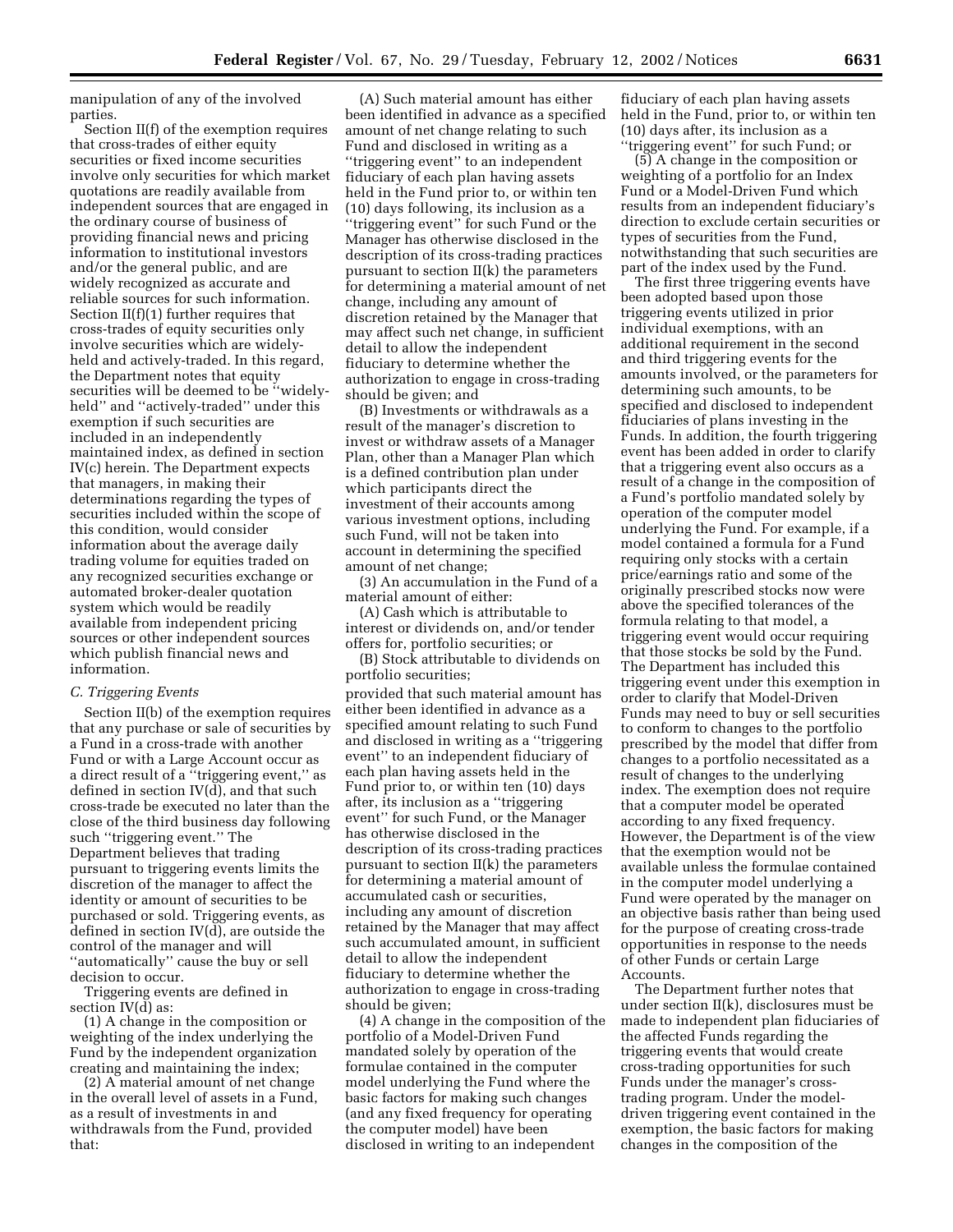manipulation of any of the involved parties.

Section II(f) of the exemption requires that cross-trades of either equity securities or fixed income securities involve only securities for which market quotations are readily available from independent sources that are engaged in the ordinary course of business of providing financial news and pricing information to institutional investors and/or the general public, and are widely recognized as accurate and reliable sources for such information. Section II(f)(1) further requires that cross-trades of equity securities only involve securities which are widely-held and actively-traded. In this regard, the Department notes that equity securities will be deemed to be ''widely-held'' and ''actively-traded'' under this exemption if such securities are included in an independently maintained index, as defined in section IV(c) herein. The Department expects that managers, in making their determinations regarding the types of securities included within the scope of this condition, would consider information about the average daily trading volume for equities traded on any recognized securities exchange or automated broker-dealer quotation system which would be readily available from independent pricing sources or other independent sources which publish financial news and information.

### *C. Triggering Events*

Section II(b) of the exemption requires that any purchase or sale of securities by a Fund in a cross-trade with another Fund or with a Large Account occur as a direct result of a ''triggering event,'' as defined in section IV(d), and that such cross-trade be executed no later than the close of the third business day following such ''triggering event.'' The Department believes that trading pursuant to triggering events limits the discretion of the manager to affect the identity or amount of securities to be purchased or sold. Triggering events, as defined in section IV(d), are outside the control of the manager and will ''automatically'' cause the buy or sell decision to occur.

Triggering events are defined in section IV(d) as:

(1) A change in the composition or weighting of the index underlying the Fund by the independent organization creating and maintaining the index;

(2) A material amount of net change in the overall level of assets in a Fund, as a result of investments in and withdrawals from the Fund, provided that:

(A) Such material amount has either been identified in advance as a specified amount of net change relating to such Fund and disclosed in writing as a ''triggering event'' to an independent fiduciary of each plan having assets held in the Fund prior to, or within ten (10) days following, its inclusion as a ''triggering event'' for such Fund or the Manager has otherwise disclosed in the description of its cross-trading practices pursuant to section II(k) the parameters for determining a material amount of net change, including any amount of discretion retained by the Manager that may affect such net change, in sufficient detail to allow the independent fiduciary to determine whether the authorization to engage in cross-trading should be given; and

(B) Investments or withdrawals as a result of the manager's discretion to invest or withdraw assets of a Manager Plan, other than a Manager Plan which is a defined contribution plan under which participants direct the investment of their accounts among various investment options, including such Fund, will not be taken into account in determining the specified amount of net change;

(3) An accumulation in the Fund of a material amount of either:

(A) Cash which is attributable to interest or dividends on, and/or tender offers for, portfolio securities; or

(B) Stock attributable to dividends on portfolio securities;

provided that such material amount has either been identified in advance as a specified amount relating to such Fund and disclosed in writing as a ''triggering event'' to an independent fiduciary of each plan having assets held in the Fund prior to, or within ten (10) days after, its inclusion as a ''triggering event'' for such Fund, or the Manager has otherwise disclosed in the description of its cross-trading practices pursuant to section II(k) the parameters for determining a material amount of accumulated cash or securities, including any amount of discretion retained by the Manager that may affect such accumulated amount, in sufficient detail to allow the independent fiduciary to determine whether the authorization to engage in cross-trading should be given;

(4) A change in the composition of the portfolio of a Model-Driven Fund mandated solely by operation of the formulae contained in the computer model underlying the Fund where the basic factors for making such changes (and any fixed frequency for operating the computer model) have been disclosed in writing to an independent fiduciary of each plan having assets held in the Fund, prior to, or within ten (10) days after, its inclusion as a ''triggering event'' for such Fund; or

(5) A change in the composition or weighting of a portfolio for an Index Fund or a Model-Driven Fund which results from an independent fiduciary's direction to exclude certain securities or types of securities from the Fund, notwithstanding that such securities are part of the index used by the Fund.

The first three triggering events have been adopted based upon those triggering events utilized in prior individual exemptions, with an additional requirement in the second and third triggering events for the amounts involved, or the parameters for determining such amounts, to be specified and disclosed to independent fiduciaries of plans investing in the Funds. In addition, the fourth triggering event has been added in order to clarify that a triggering event also occurs as a result of a change in the composition of a Fund's portfolio mandated solely by operation of the computer model underlying the Fund. For example, if a model contained a formula for a Fund requiring only stocks with a certain price/earnings ratio and some of the originally prescribed stocks now were above the specified tolerances of the formula relating to that model, a triggering event would occur requiring that those stocks be sold by the Fund. The Department has included this triggering event under this exemption in order to clarify that Model-Driven Funds may need to buy or sell securities to conform to changes to the portfolio prescribed by the model that differ from changes to a portfolio necessitated as a result of changes to the underlying index. The exemption does not require that a computer model be operated according to any fixed frequency. However, the Department is of the view that the exemption would not be available unless the formulae contained in the computer model underlying a Fund were operated by the manager on an objective basis rather than being used for the purpose of creating cross-trade opportunities in response to the needs of other Funds or certain Large Accounts.

The Department further notes that under section II(k), disclosures must be made to independent plan fiduciaries of the affected Funds regarding the triggering events that would create cross-trading opportunities for such Funds under the manager's cross-trading program. Under the model-driven triggering event contained in the exemption, the basic factors for making changes in the composition of the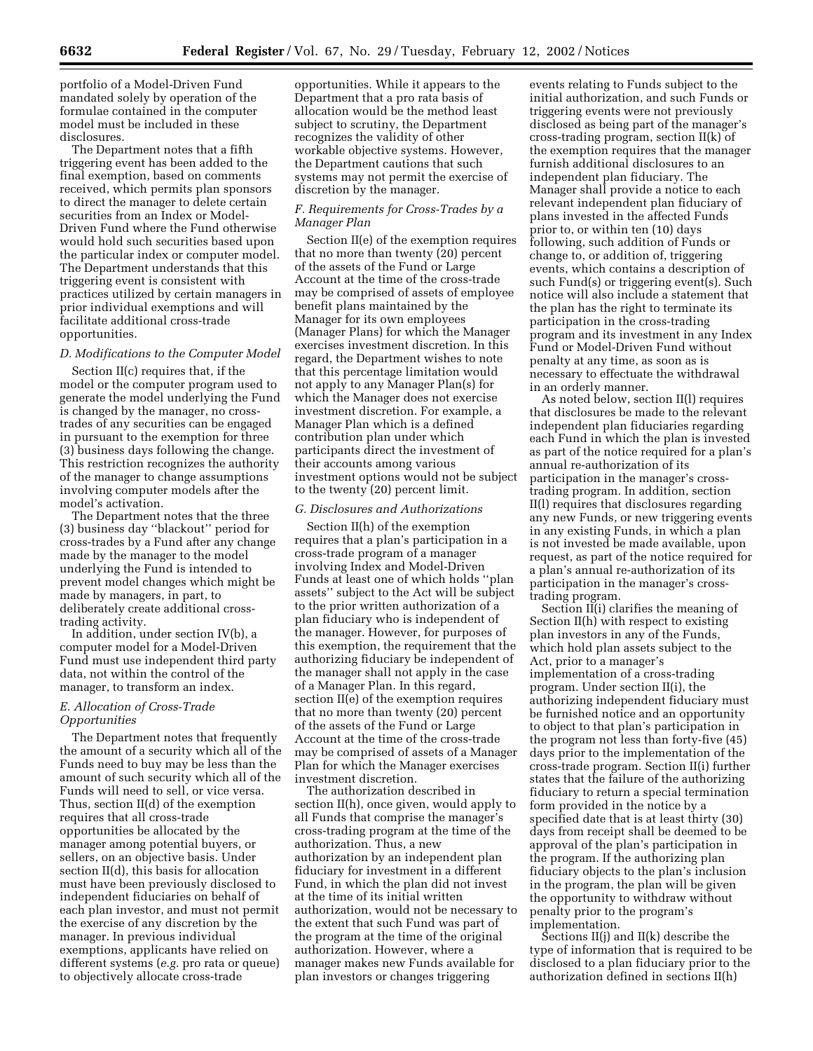portfolio of a Model-Driven Fund mandated solely by operation of the formulae contained in the computer model must be included in these disclosures.

The Department notes that a fifth triggering event has been added to the final exemption, based on comments received, which permits plan sponsors to direct the manager to delete certain securities from an Index or Model-Driven Fund where the Fund otherwise would hold such securities based upon the particular index or computer model. The Department understands that this triggering event is consistent with practices utilized by certain managers in prior individual exemptions and will facilitate additional cross-trade opportunities.

### *D. Modifications to the Computer Model*

Section II(c) requires that, if the model or the computer program used to generate the model underlying the Fund is changed by the manager, no cross-trades of any securities can be engaged in pursuant to the exemption for three (3) business days following the change. This restriction recognizes the authority of the manager to change assumptions involving computer models after the model's activation.

The Department notes that the three (3) business day ''blackout'' period for cross-trades by a Fund after any change made by the manager to the model underlying the Fund is intended to prevent model changes which might be made by managers, in part, to deliberately create additional cross-trading activity.

In addition, under section IV(b), a computer model for a Model-Driven Fund must use independent third party data, not within the control of the manager, to transform an index.

### *E. Allocation of Cross-Trade Opportunities*

The Department notes that frequently the amount of a security which all of the Funds need to buy may be less than the amount of such security which all of the Funds will need to sell, or vice versa. Thus, section II(d) of the exemption requires that all cross-trade opportunities be allocated by the manager among potential buyers, or sellers, on an objective basis. Under section II(d), this basis for allocation must have been previously disclosed to independent fiduciaries on behalf of each plan investor, and must not permit the exercise of any discretion by the manager. In previous individual exemptions, applicants have relied on different systems (*e.g.* pro rata or queue) to objectively allocate cross-trade opportunities. While it appears to the Department that a pro rata basis of allocation would be the method least subject to scrutiny, the Department recognizes the validity of other workable objective systems. However, the Department cautions that such systems may not permit the exercise of discretion by the manager.

### *F. Requirements for Cross-Trades by a Manager Plan*

Section II(e) of the exemption requires that no more than twenty (20) percent of the assets of the Fund or Large Account at the time of the cross-trade may be comprised of assets of employee benefit plans maintained by the Manager for its own employees (Manager Plans) for which the Manager exercises investment discretion. In this regard, the Department wishes to note that this percentage limitation would not apply to any Manager Plan(s) for which the Manager does not exercise investment discretion. For example, a Manager Plan which is a defined contribution plan under which participants direct the investment of their accounts among various investment options would not be subject to the twenty (20) percent limit.

### *G. Disclosures and Authorizations*

Section II(h) of the exemption requires that a plan's participation in a cross-trade program of a manager involving Index and Model-Driven Funds at least one of which holds ''plan assets'' subject to the Act will be subject to the prior written authorization of a plan fiduciary who is independent of the manager. However, for purposes of this exemption, the requirement that the authorizing fiduciary be independent of the manager shall not apply in the case of a Manager Plan. In this regard, section II(e) of the exemption requires that no more than twenty (20) percent of the assets of the Fund or Large Account at the time of the cross-trade may be comprised of assets of a Manager Plan for which the Manager exercises investment discretion.

The authorization described in section II(h), once given, would apply to all Funds that comprise the manager's cross-trading program at the time of the authorization. Thus, a new authorization by an independent plan fiduciary for investment in a different Fund, in which the plan did not invest at the time of its initial written authorization, would not be necessary to the extent that such Fund was part of the program at the time of the original authorization. However, where a manager makes new Funds available for plan investors or changes triggering events relating to Funds subject to the initial authorization, and such Funds or triggering events were not previously disclosed as being part of the manager's cross-trading program, section II(k) of the exemption requires that the manager furnish additional disclosures to an independent plan fiduciary. The Manager shall provide a notice to each relevant independent plan fiduciary of plans invested in the affected Funds prior to, or within ten (10) days following, such addition of Funds or change to, or addition of, triggering events, which contains a description of such Fund(s) or triggering event(s). Such notice will also include a statement that the plan has the right to terminate its participation in the cross-trading program and its investment in any Index Fund or Model-Driven Fund without penalty at any time, as soon as is necessary to effectuate the withdrawal in an orderly manner.

As noted below, section II(l) requires that disclosures be made to the relevant independent plan fiduciaries regarding each Fund in which the plan is invested as part of the notice required for a plan's annual re-authorization of its participation in the manager's cross-trading program. In addition, section II(l) requires that disclosures regarding any new Funds, or new triggering events in any existing Funds, in which a plan is not invested be made available, upon request, as part of the notice required for a plan's annual re-authorization of its participation in the manager's cross-trading program.

Section II(i) clarifies the meaning of Section II(h) with respect to existing plan investors in any of the Funds, which hold plan assets subject to the Act, prior to a manager's implementation of a cross-trading program. Under section II(i), the authorizing independent fiduciary must be furnished notice and an opportunity to object to that plan's participation in the program not less than forty-five (45) days prior to the implementation of the cross-trade program. Section II(i) further states that the failure of the authorizing fiduciary to return a special termination form provided in the notice by a specified date that is at least thirty (30) days from receipt shall be deemed to be approval of the plan's participation in the program. If the authorizing plan fiduciary objects to the plan's inclusion in the program, the plan will be given the opportunity to withdraw without penalty prior to the program's implementation.

Sections II(j) and II(k) describe the type of information that is required to be disclosed to a plan fiduciary prior to the authorization defined in sections II(h)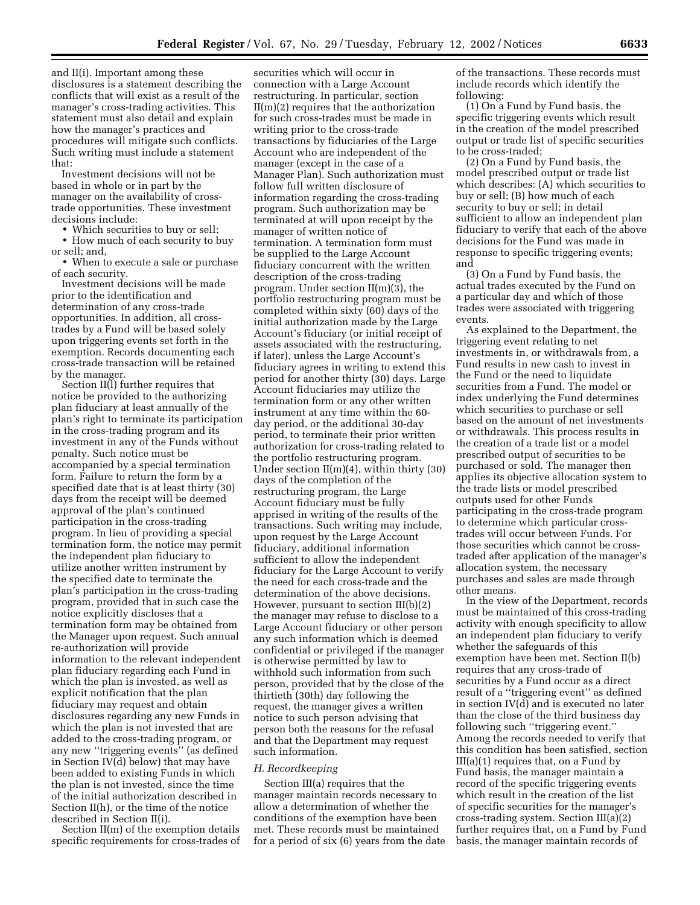and II(i). Important among these disclosures is a statement describing the conflicts that will exist as a result of the manager's cross-trading activities. This statement must also detail and explain how the manager's practices and procedures will mitigate such conflicts. Such writing must include a statement that:

Investment decisions will not be based in whole or in part by the manager on the availability of cross-trade opportunities. These investment decisions include:

- Which securities to buy or sell;
- How much of each security to buy or sell; and,
- When to execute a sale or purchase of each security.

Investment decisions will be made prior to the identification and determination of any cross-trade opportunities. In addition, all cross-trades by a Fund will be based solely upon triggering events set forth in the exemption. Records documenting each cross-trade transaction will be retained by the manager.

Section II(l) further requires that notice be provided to the authorizing plan fiduciary at least annually of the plan's right to terminate its participation in the cross-trading program and its investment in any of the Funds without penalty. Such notice must be accompanied by a special termination form. Failure to return the form by a specified date that is at least thirty (30) days from the receipt will be deemed approval of the plan's continued participation in the cross-trading program. In lieu of providing a special termination form, the notice may permit the independent plan fiduciary to utilize another written instrument by the specified date to terminate the plan's participation in the cross-trading program, provided that in such case the notice explicitly discloses that a termination form may be obtained from the Manager upon request. Such annual re-authorization will provide information to the relevant independent plan fiduciary regarding each Fund in which the plan is invested, as well as explicit notification that the plan fiduciary may request and obtain disclosures regarding any new Funds in which the plan is not invested that are added to the cross-trading program, or any new "triggering events" (as defined in Section IV(d) below) that may have been added to existing Funds in which the plan is not invested, since the time of the initial authorization described in Section II(h), or the time of the notice described in Section II(i).

Section II(m) of the exemption details specific requirements for cross-trades of securities which will occur in connection with a Large Account restructuring. In particular, section II(m)(2) requires that the authorization for such cross-trades must be made in writing prior to the cross-trade transactions by fiduciaries of the Large Account who are independent of the manager (except in the case of a Manager Plan). Such authorization must follow full written disclosure of information regarding the cross-trading program. Such authorization may be terminated at will upon receipt by the manager of written notice of termination. A termination form must be supplied to the Large Account fiduciary concurrent with the written description of the cross-trading program. Under section II(m)(3), the portfolio restructuring program must be completed within sixty (60) days of the initial authorization made by the Large Account's fiduciary (or initial receipt of assets associated with the restructuring, if later), unless the Large Account's fiduciary agrees in writing to extend this period for another thirty (30) days. Large Account fiduciaries may utilize the termination form or any other written instrument at any time within the 60-day period, or the additional 30-day period, to terminate their prior written authorization for cross-trading related to the portfolio restructuring program. Under section II(m)(4), within thirty (30) days of the completion of the restructuring program, the Large Account fiduciary must be fully apprised in writing of the results of the transactions. Such writing may include, upon request by the Large Account fiduciary, additional information sufficient to allow the independent fiduciary for the Large Account to verify the need for each cross-trade and the determination of the above decisions. However, pursuant to section III(b)(2) the manager may refuse to disclose to a Large Account fiduciary or other person any such information which is deemed confidential or privileged if the manager is otherwise permitted by law to withhold such information from such person, provided that by the close of the thirtieth (30th) day following the request, the manager gives a written notice to such person advising that person both the reasons for the refusal and that the Department may request such information.

*H. Recordkeeping*

Section III(a) requires that the manager maintain records necessary to allow a determination of whether the conditions of the exemption have been met. These records must be maintained for a period of six (6) years from the date of the transactions. These records must include records which identify the following:

(1) On a Fund by Fund basis, the specific triggering events which result in the creation of the model prescribed output or trade list of specific securities to be cross-traded;

(2) On a Fund by Fund basis, the model prescribed output or trade list which describes: (A) which securities to buy or sell; (B) how much of each security to buy or sell; in detail sufficient to allow an independent plan fiduciary to verify that each of the above decisions for the Fund was made in response to specific triggering events; and

(3) On a Fund by Fund basis, the actual trades executed by the Fund on a particular day and which of those trades were associated with triggering events.

As explained to the Department, the triggering event relating to net investments in, or withdrawals from, a Fund results in new cash to invest in the Fund or the need to liquidate securities from a Fund. The model or index underlying the Fund determines which securities to purchase or sell based on the amount of net investments or withdrawals. This process results in the creation of a trade list or a model prescribed output of securities to be purchased or sold. The manager then applies its objective allocation system to the trade lists or model prescribed outputs used for other Funds participating in the cross-trade program to determine which particular cross-trades will occur between Funds. For those securities which cannot be cross-traded after application of the manager's allocation system, the necessary purchases and sales are made through other means.

In the view of the Department, records must be maintained of this cross-trading activity with enough specificity to allow an independent plan fiduciary to verify whether the safeguards of this exemption have been met. Section II(b) requires that any cross-trade of securities by a Fund occur as a direct result of a "triggering event" as defined in section IV(d) and is executed no later than the close of the third business day following such "triggering event." Among the records needed to verify that this condition has been satisfied, section III(a)(1) requires that, on a Fund by Fund basis, the manager maintain a record of the specific triggering events which result in the creation of the list of specific securities for the manager's cross-trading system. Section III(a)(2) further requires that, on a Fund by Fund basis, the manager maintain records of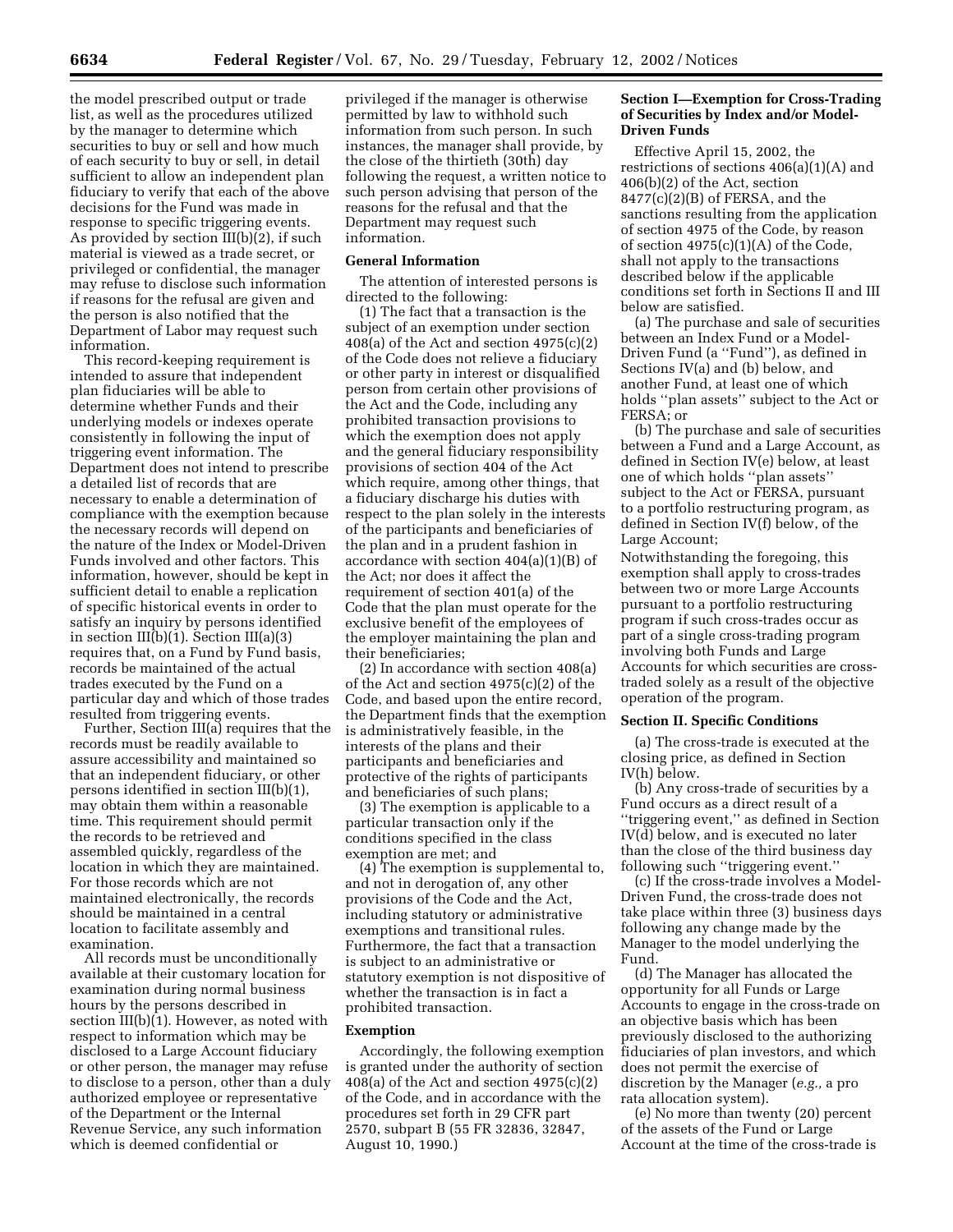the model prescribed output or trade list, as well as the procedures utilized by the manager to determine which securities to buy or sell and how much of each security to buy or sell, in detail sufficient to allow an independent plan fiduciary to verify that each of the above decisions for the Fund was made in response to specific triggering events. As provided by section III(b)(2), if such material is viewed as a trade secret, or privileged or confidential, the manager may refuse to disclose such information if reasons for the refusal are given and the person is also notified that the Department of Labor may request such information.

This record-keeping requirement is intended to assure that independent plan fiduciaries will be able to determine whether Funds and their underlying models or indexes operate consistently in following the input of triggering event information. The Department does not intend to prescribe a detailed list of records that are necessary to enable a determination of compliance with the exemption because the necessary records will depend on the nature of the Index or Model-Driven Funds involved and other factors. This information, however, should be kept in sufficient detail to enable a replication of specific historical events in order to satisfy an inquiry by persons identified in section III(b)(1). Section III(a)(3) requires that, on a Fund by Fund basis, records be maintained of the actual trades executed by the Fund on a particular day and which of those trades resulted from triggering events.

Further, Section III(a) requires that the records must be readily available to assure accessibility and maintained so that an independent fiduciary, or other persons identified in section III(b)(1), may obtain them within a reasonable time. This requirement should permit the records to be retrieved and assembled quickly, regardless of the location in which they are maintained. For those records which are not maintained electronically, the records should be maintained in a central location to facilitate assembly and examination.

All records must be unconditionally available at their customary location for examination during normal business hours by the persons described in section III(b)(1). However, as noted with respect to information which may be disclosed to a Large Account fiduciary or other person, the manager may refuse to disclose to a person, other than a duly authorized employee or representative of the Department or the Internal Revenue Service, any such information which is deemed confidential or privileged if the manager is otherwise permitted by law to withhold such information from such person. In such instances, the manager shall provide, by the close of the thirtieth (30th) day following the request, a written notice to such person advising that person of the reasons for the refusal and that the Department may request such information.

**General Information**

The attention of interested persons is directed to the following:

(1) The fact that a transaction is the subject of an exemption under section 408(a) of the Act and section 4975(c)(2) of the Code does not relieve a fiduciary or other party in interest or disqualified person from certain other provisions of the Act and the Code, including any prohibited transaction provisions to which the exemption does not apply and the general fiduciary responsibility provisions of section 404 of the Act which require, among other things, that a fiduciary discharge his duties with respect to the plan solely in the interests of the participants and beneficiaries of the plan and in a prudent fashion in accordance with section 404(a)(1)(B) of the Act; nor does it affect the requirement of section 401(a) of the Code that the plan must operate for the exclusive benefit of the employees of the employer maintaining the plan and their beneficiaries;

(2) In accordance with section 408(a) of the Act and section 4975(c)(2) of the Code, and based upon the entire record, the Department finds that the exemption is administratively feasible, in the interests of the plans and their participants and beneficiaries and protective of the rights of participants and beneficiaries of such plans;

(3) The exemption is applicable to a particular transaction only if the conditions specified in the class exemption are met; and

(4) The exemption is supplemental to, and not in derogation of, any other provisions of the Code and the Act, including statutory or administrative exemptions and transitional rules. Furthermore, the fact that a transaction is subject to an administrative or statutory exemption is not dispositive of whether the transaction is in fact a prohibited transaction.

**Exemption**

Accordingly, the following exemption is granted under the authority of section 408(a) of the Act and section 4975(c)(2) of the Code, and in accordance with the procedures set forth in 29 CFR part 2570, subpart B (55 FR 32836, 32847, August 10, 1990.)

**Section I—Exemption for Cross-Trading of Securities by Index and/or Model-Driven Funds**

Effective April 15, 2002, the restrictions of sections 406(a)(1)(A) and 406(b)(2) of the Act, section 8477(c)(2)(B) of FERSA, and the sanctions resulting from the application of section 4975 of the Code, by reason of section 4975(c)(1)(A) of the Code, shall not apply to the transactions described below if the applicable conditions set forth in Sections II and III below are satisfied.

(a) The purchase and sale of securities between an Index Fund or a Model-Driven Fund (a ''Fund''), as defined in Sections IV(a) and (b) below, and another Fund, at least one of which holds ''plan assets'' subject to the Act or FERSA; or

(b) The purchase and sale of securities between a Fund and a Large Account, as defined in Section IV(e) below, at least one of which holds ''plan assets'' subject to the Act or FERSA, pursuant to a portfolio restructuring program, as defined in Section IV(f) below, of the Large Account;

Notwithstanding the foregoing, this exemption shall apply to cross-trades between two or more Large Accounts pursuant to a portfolio restructuring program if such cross-trades occur as part of a single cross-trading program involving both Funds and Large Accounts for which securities are cross-traded solely as a result of the objective operation of the program.

**Section II. Specific Conditions**

(a) The cross-trade is executed at the closing price, as defined in Section IV(h) below.

(b) Any cross-trade of securities by a Fund occurs as a direct result of a ''triggering event,'' as defined in Section IV(d) below, and is executed no later than the close of the third business day following such ''triggering event.''

(c) If the cross-trade involves a Model-Driven Fund, the cross-trade does not take place within three (3) business days following any change made by the Manager to the model underlying the Fund.

(d) The Manager has allocated the opportunity for all Funds or Large Accounts to engage in the cross-trade on an objective basis which has been previously disclosed to the authorizing fiduciaries of plan investors, and which does not permit the exercise of discretion by the Manager (*e.g.,* a pro rata allocation system).

(e) No more than twenty (20) percent of the assets of the Fund or Large Account at the time of the cross-trade is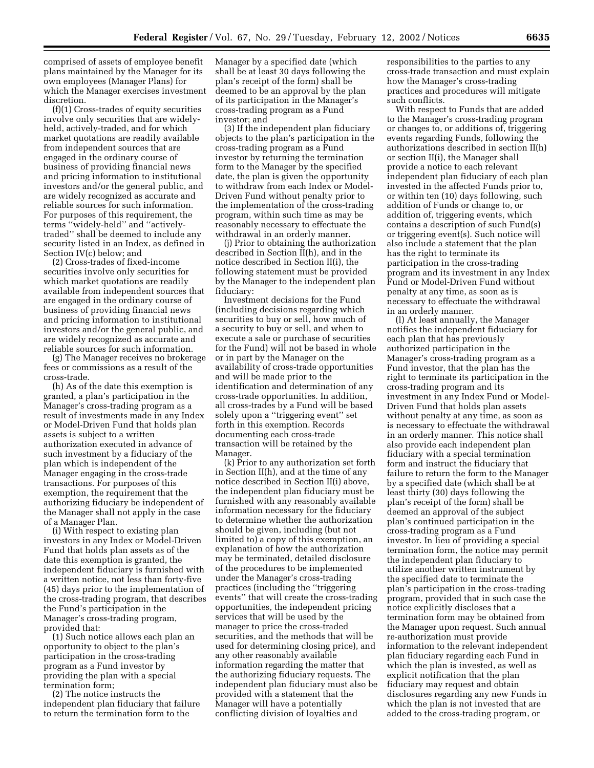comprised of assets of employee benefit plans maintained by the Manager for its own employees (Manager Plans) for which the Manager exercises investment discretion.

(f)(1) Cross-trades of equity securities involve only securities that are widely-held, actively-traded, and for which market quotations are readily available from independent sources that are engaged in the ordinary course of business of providing financial news and pricing information to institutional investors and/or the general public, and are widely recognized as accurate and reliable sources for such information. For purposes of this requirement, the terms ''widely-held'' and ''actively-traded'' shall be deemed to include any security listed in an Index, as defined in Section IV(c) below; and

(2) Cross-trades of fixed-income securities involve only securities for which market quotations are readily available from independent sources that are engaged in the ordinary course of business of providing financial news and pricing information to institutional investors and/or the general public, and are widely recognized as accurate and reliable sources for such information.

(g) The Manager receives no brokerage fees or commissions as a result of the cross-trade.

(h) As of the date this exemption is granted, a plan's participation in the Manager's cross-trading program as a result of investments made in any Index or Model-Driven Fund that holds plan assets is subject to a written authorization executed in advance of such investment by a fiduciary of the plan which is independent of the Manager engaging in the cross-trade transactions. For purposes of this exemption, the requirement that the authorizing fiduciary be independent of the Manager shall not apply in the case of a Manager Plan.

(i) With respect to existing plan investors in any Index or Model-Driven Fund that holds plan assets as of the date this exemption is granted, the independent fiduciary is furnished with a written notice, not less than forty-five (45) days prior to the implementation of the cross-trading program, that describes the Fund's participation in the Manager's cross-trading program, provided that:

(1) Such notice allows each plan an opportunity to object to the plan's participation in the cross-trading program as a Fund investor by providing the plan with a special termination form;

(2) The notice instructs the independent plan fiduciary that failure to return the termination form to the Manager by a specified date (which shall be at least 30 days following the plan's receipt of the form) shall be deemed to be an approval by the plan of its participation in the Manager's cross-trading program as a Fund investor; and

(3) If the independent plan fiduciary objects to the plan's participation in the cross-trading program as a Fund investor by returning the termination form to the Manager by the specified date, the plan is given the opportunity to withdraw from each Index or Model-Driven Fund without penalty prior to the implementation of the cross-trading program, within such time as may be reasonably necessary to effectuate the withdrawal in an orderly manner.

(j) Prior to obtaining the authorization described in Section II(h), and in the notice described in Section II(i), the following statement must be provided by the Manager to the independent plan fiduciary:

Investment decisions for the Fund (including decisions regarding which securities to buy or sell, how much of a security to buy or sell, and when to execute a sale or purchase of securities for the Fund) will not be based in whole or in part by the Manager on the availability of cross-trade opportunities and will be made prior to the identification and determination of any cross-trade opportunities. In addition, all cross-trades by a Fund will be based solely upon a ''triggering event'' set forth in this exemption. Records documenting each cross-trade transaction will be retained by the Manager.

(k) Prior to any authorization set forth in Section II(h), and at the time of any notice described in Section II(i) above, the independent plan fiduciary must be furnished with any reasonably available information necessary for the fiduciary to determine whether the authorization should be given, including (but not limited to) a copy of this exemption, an explanation of how the authorization may be terminated, detailed disclosure of the procedures to be implemented under the Manager's cross-trading practices (including the ''triggering events'' that will create the cross-trading opportunities, the independent pricing services that will be used by the manager to price the cross-traded securities, and the methods that will be used for determining closing price), and any other reasonably available information regarding the matter that the authorizing fiduciary requests. The independent plan fiduciary must also be provided with a statement that the Manager will have a potentially conflicting division of loyalties and responsibilities to the parties to any cross-trade transaction and must explain how the Manager's cross-trading practices and procedures will mitigate such conflicts.

With respect to Funds that are added to the Manager's cross-trading program or changes to, or additions of, triggering events regarding Funds, following the authorizations described in section II(h) or section II(i), the Manager shall provide a notice to each relevant independent plan fiduciary of each plan invested in the affected Funds prior to, or within ten (10) days following, such addition of Funds or change to, or addition of, triggering events, which contains a description of such Fund(s) or triggering event(s). Such notice will also include a statement that the plan has the right to terminate its participation in the cross-trading program and its investment in any Index Fund or Model-Driven Fund without penalty at any time, as soon as is necessary to effectuate the withdrawal in an orderly manner.

(l) At least annually, the Manager notifies the independent fiduciary for each plan that has previously authorized participation in the Manager's cross-trading program as a Fund investor, that the plan has the right to terminate its participation in the cross-trading program and its investment in any Index Fund or Model-Driven Fund that holds plan assets without penalty at any time, as soon as is necessary to effectuate the withdrawal in an orderly manner. This notice shall also provide each independent plan fiduciary with a special termination form and instruct the fiduciary that failure to return the form to the Manager by a specified date (which shall be at least thirty (30) days following the plan's receipt of the form) shall be deemed an approval of the subject plan's continued participation in the cross-trading program as a Fund investor. In lieu of providing a special termination form, the notice may permit the independent plan fiduciary to utilize another written instrument by the specified date to terminate the plan's participation in the cross-trading program, provided that in such case the notice explicitly discloses that a termination form may be obtained from the Manager upon request. Such annual re-authorization must provide information to the relevant independent plan fiduciary regarding each Fund in which the plan is invested, as well as explicit notification that the plan fiduciary may request and obtain disclosures regarding any new Funds in which the plan is not invested that are added to the cross-trading program, or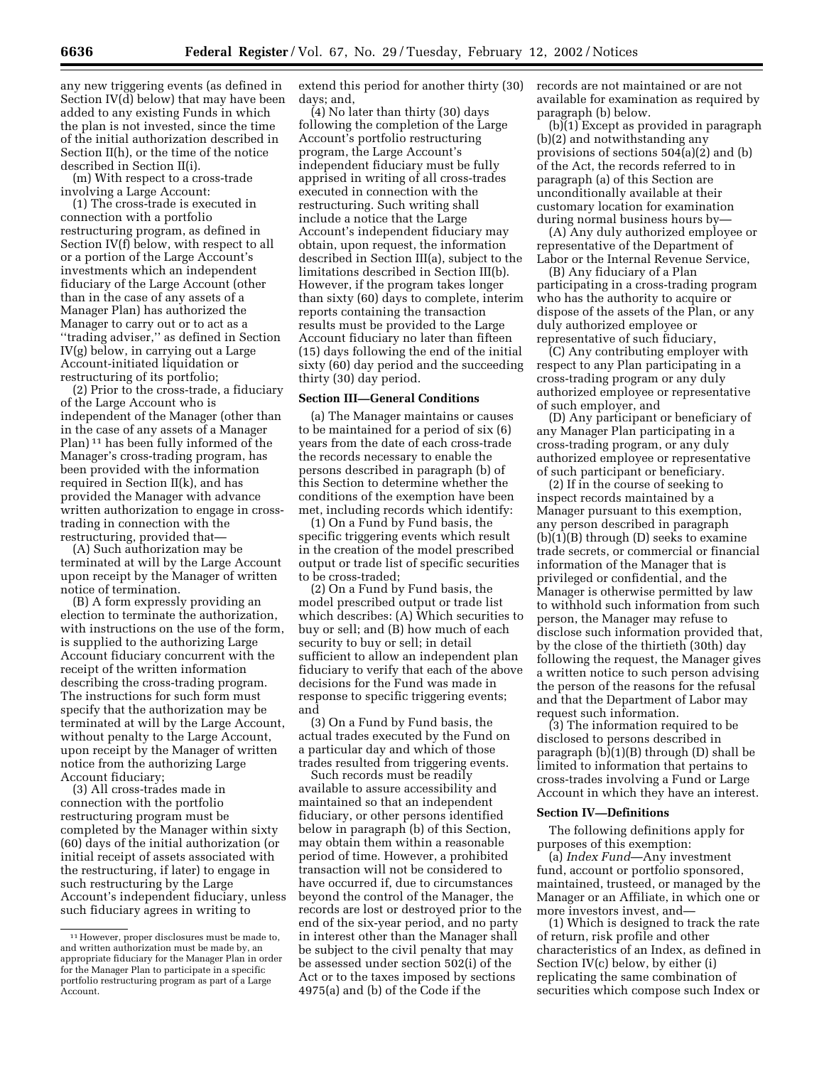any new triggering events (as defined in Section IV(d) below) that may have been added to any existing Funds in which the plan is not invested, since the time of the initial authorization described in Section II(h), or the time of the notice described in Section II(i).

(m) With respect to a cross-trade involving a Large Account:

(1) The cross-trade is executed in connection with a portfolio restructuring program, as defined in Section IV(f) below, with respect to all or a portion of the Large Account's investments which an independent fiduciary of the Large Account (other than in the case of any assets of a Manager Plan) has authorized the Manager to carry out or to act as a "trading adviser," as defined in Section IV(g) below, in carrying out a Large Account-initiated liquidation or restructuring of its portfolio;

(2) Prior to the cross-trade, a fiduciary of the Large Account who is independent of the Manager (other than in the case of any assets of a Manager Plan) [11] has been fully informed of the Manager's cross-trading program, has been provided with the information required in Section II(k), and has provided the Manager with advance written authorization to engage in cross-trading in connection with the restructuring, provided that—

(A) Such authorization may be terminated at will by the Large Account upon receipt by the Manager of written notice of termination.

(B) A form expressly providing an election to terminate the authorization, with instructions on the use of the form, is supplied to the authorizing Large Account fiduciary concurrent with the receipt of the written information describing the cross-trading program. The instructions for such form must specify that the authorization may be terminated at will by the Large Account, without penalty to the Large Account, upon receipt by the Manager of written notice from the authorizing Large Account fiduciary;

(3) All cross-trades made in connection with the portfolio restructuring program must be completed by the Manager within sixty (60) days of the initial authorization (or initial receipt of assets associated with the restructuring, if later) to engage in such restructuring by the Large Account's independent fiduciary, unless such fiduciary agrees in writing to extend this period for another thirty (30) days; and,

(4) No later than thirty (30) days following the completion of the Large Account's portfolio restructuring program, the Large Account's independent fiduciary must be fully apprised in writing of all cross-trades executed in connection with the restructuring. Such writing shall include a notice that the Large Account's independent fiduciary may obtain, upon request, the information described in Section III(a), subject to the limitations described in Section III(b). However, if the program takes longer than sixty (60) days to complete, interim reports containing the transaction results must be provided to the Large Account fiduciary no later than fifteen (15) days following the end of the initial sixty (60) day period and the succeeding thirty (30) day period.

## Section III—General Conditions

(a) The Manager maintains or causes to be maintained for a period of six (6) years from the date of each cross-trade the records necessary to enable the persons described in paragraph (b) of this Section to determine whether the conditions of the exemption have been met, including records which identify:

(1) On a Fund by Fund basis, the specific triggering events which result in the creation of the model prescribed output or trade list of specific securities to be cross-traded;

(2) On a Fund by Fund basis, the model prescribed output or trade list which describes: (A) Which securities to buy or sell; and (B) how much of each security to buy or sell; in detail sufficient to allow an independent plan fiduciary to verify that each of the above decisions for the Fund was made in response to specific triggering events; and

(3) On a Fund by Fund basis, the actual trades executed by the Fund on a particular day and which of those trades resulted from triggering events.

Such records must be readily available to assure accessibility and maintained so that an independent fiduciary, or other persons identified below in paragraph (b) of this Section, may obtain them within a reasonable period of time. However, a prohibited transaction will not be considered to have occurred if, due to circumstances beyond the control of the Manager, the records are lost or destroyed prior to the end of the six-year period, and no party in interest other than the Manager shall be subject to the civil penalty that may be assessed under section 502(i) of the Act or to the taxes imposed by sections 4975(a) and (b) of the Code if the records are not maintained or are not available for examination as required by paragraph (b) below.

(b)(1) Except as provided in paragraph (b)(2) and notwithstanding any provisions of sections 504(a)(2) and (b) of the Act, the records referred to in paragraph (a) of this Section are unconditionally available at their customary location for examination during normal business hours by—

(A) Any duly authorized employee or representative of the Department of Labor or the Internal Revenue Service,

(B) Any fiduciary of a Plan participating in a cross-trading program who has the authority to acquire or dispose of the assets of the Plan, or any duly authorized employee or representative of such fiduciary,

(C) Any contributing employer with respect to any Plan participating in a cross-trading program or any duly authorized employee or representative of such employer, and

(D) Any participant or beneficiary of any Manager Plan participating in a cross-trading program, or any duly authorized employee or representative of such participant or beneficiary.

(2) If in the course of seeking to inspect records maintained by a Manager pursuant to this exemption, any person described in paragraph (b)(1)(B) through (D) seeks to examine trade secrets, or commercial or financial information of the Manager that is privileged or confidential, and the Manager is otherwise permitted by law to withhold such information from such person, the Manager may refuse to disclose such information provided that, by the close of the thirtieth (30th) day following the request, the Manager gives a written notice to such person advising the person of the reasons for the refusal and that the Department of Labor may request such information.

(3) The information required to be disclosed to persons described in paragraph (b)(1)(B) through (D) shall be limited to information that pertains to cross-trades involving a Fund or Large Account in which they have an interest.

## Section IV—Definitions

The following definitions apply for purposes of this exemption:

(a) *Index Fund*—Any investment fund, account or portfolio sponsored, maintained, trusteed, or managed by the Manager or an Affiliate, in which one or more investors invest, and—

(1) Which is designed to track the rate of return, risk profile and other characteristics of an Index, as defined in Section IV(c) below, by either (i) replicating the same combination of securities which compose such Index or

---

[11] However, proper disclosures must be made to, and written authorization must be made by, an appropriate fiduciary for the Manager Plan in order for the Manager Plan to participate in a specific portfolio restructuring program as part of a Large Account.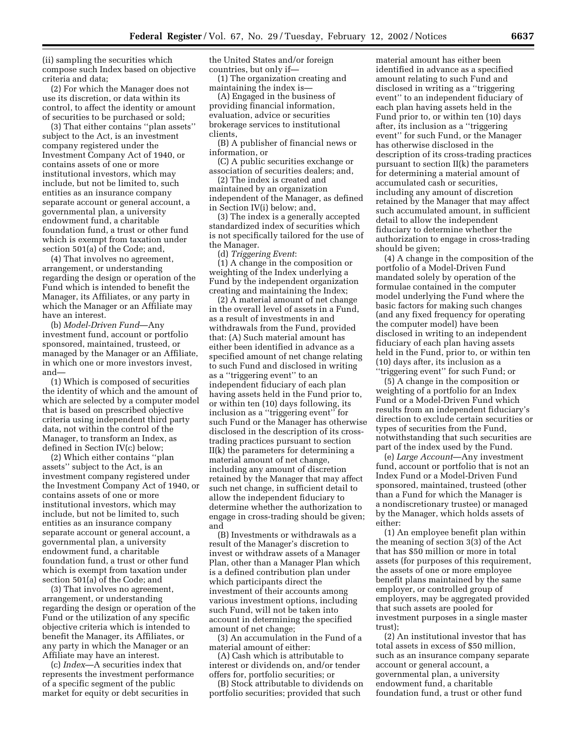(ii) sampling the securities which compose such Index based on objective criteria and data;

(2) For which the Manager does not use its discretion, or data within its control, to affect the identity or amount of securities to be purchased or sold;

(3) That either contains "plan assets" subject to the Act, is an investment company registered under the Investment Company Act of 1940, or contains assets of one or more institutional investors, which may include, but not be limited to, such entities as an insurance company separate account or general account, a governmental plan, a university endowment fund, a charitable foundation fund, a trust or other fund which is exempt from taxation under section 501(a) of the Code; and,

(4) That involves no agreement, arrangement, or understanding regarding the design or operation of the Fund which is intended to benefit the Manager, its Affiliates, or any party in which the Manager or an Affiliate may have an interest.

(b) *Model-Driven Fund*—Any investment fund, account or portfolio sponsored, maintained, trusteed, or managed by the Manager or an Affiliate, in which one or more investors invest, and—

(1) Which is composed of securities the identity of which and the amount of which are selected by a computer model that is based on prescribed objective criteria using independent third party data, not within the control of the Manager, to transform an Index, as defined in Section IV(c) below;

(2) Which either contains "plan assets" subject to the Act, is an investment company registered under the Investment Company Act of 1940, or contains assets of one or more institutional investors, which may include, but not be limited to, such entities as an insurance company separate account or general account, a governmental plan, a university endowment fund, a charitable foundation fund, a trust or other fund which is exempt from taxation under section 501(a) of the Code; and

(3) That involves no agreement, arrangement, or understanding regarding the design or operation of the Fund or the utilization of any specific objective criteria which is intended to benefit the Manager, its Affiliates, or any party in which the Manager or an Affiliate may have an interest.

(c) *Index*—A securities index that represents the investment performance of a specific segment of the public market for equity or debt securities in the United States and/or foreign countries, but only if—

(1) The organization creating and maintaining the index is—

(A) Engaged in the business of providing financial information, evaluation, advice or securities brokerage services to institutional clients,

(B) A publisher of financial news or information, or

(C) A public securities exchange or association of securities dealers; and,

(2) The index is created and maintained by an organization independent of the Manager, as defined in Section IV(i) below; and,

(3) The index is a generally accepted standardized index of securities which is not specifically tailored for the use of the Manager.

(d) *Triggering Event*:

(1) A change in the composition or weighting of the Index underlying a Fund by the independent organization creating and maintaining the Index;

(2) A material amount of net change in the overall level of assets in a Fund, as a result of investments in and withdrawals from the Fund, provided that: (A) Such material amount has either been identified in advance as a specified amount of net change relating to such Fund and disclosed in writing as a "triggering event" to an independent fiduciary of each plan having assets held in the Fund prior to, or within ten (10) days following, its inclusion as a "triggering event" for such Fund or the Manager has otherwise disclosed in the description of its cross-trading practices pursuant to section II(k) the parameters for determining a material amount of net change, including any amount of discretion retained by the Manager that may affect such net change, in sufficient detail to allow the independent fiduciary to determine whether the authorization to engage in cross-trading should be given; and

(B) Investments or withdrawals as a result of the Manager's discretion to invest or withdraw assets of a Manager Plan, other than a Manager Plan which is a defined contribution plan under which participants direct the investment of their accounts among various investment options, including such Fund, will not be taken into account in determining the specified amount of net change;

(3) An accumulation in the Fund of a material amount of either:

(A) Cash which is attributable to interest or dividends on, and/or tender offers for, portfolio securities; or

(B) Stock attributable to dividends on portfolio securities; provided that such material amount has either been identified in advance as a specified amount relating to such Fund and disclosed in writing as a "triggering event" to an independent fiduciary of each plan having assets held in the Fund prior to, or within ten (10) days after, its inclusion as a "triggering event" for such Fund, or the Manager has otherwise disclosed in the description of its cross-trading practices pursuant to section II(k) the parameters for determining a material amount of accumulated cash or securities, including any amount of discretion retained by the Manager that may affect such accumulated amount, in sufficient detail to allow the independent fiduciary to determine whether the authorization to engage in cross-trading should be given;

(4) A change in the composition of the portfolio of a Model-Driven Fund mandated solely by operation of the formulae contained in the computer model underlying the Fund where the basic factors for making such changes (and any fixed frequency for operating the computer model) have been disclosed in writing to an independent fiduciary of each plan having assets held in the Fund, prior to, or within ten (10) days after, its inclusion as a "triggering event" for such Fund; or

(5) A change in the composition or weighting of a portfolio for an Index Fund or a Model-Driven Fund which results from an independent fiduciary's direction to exclude certain securities or types of securities from the Fund, notwithstanding that such securities are part of the index used by the Fund.

(e) *Large Account*—Any investment fund, account or portfolio that is not an Index Fund or a Model-Driven Fund sponsored, maintained, trusteed (other than a Fund for which the Manager is a nondiscretionary trustee) or managed by the Manager, which holds assets of either:

(1) An employee benefit plan within the meaning of section 3(3) of the Act that has $50 million or more in total assets (for purposes of this requirement, the assets of one or more employee benefit plans maintained by the same employer, or controlled group of employers, may be aggregated provided that such assets are pooled for investment purposes in a single master trust);

(2) An institutional investor that has total assets in excess of $50 million, such as an insurance company separate account or general account, a governmental plan, a university endowment fund, a charitable foundation fund, a trust or other fund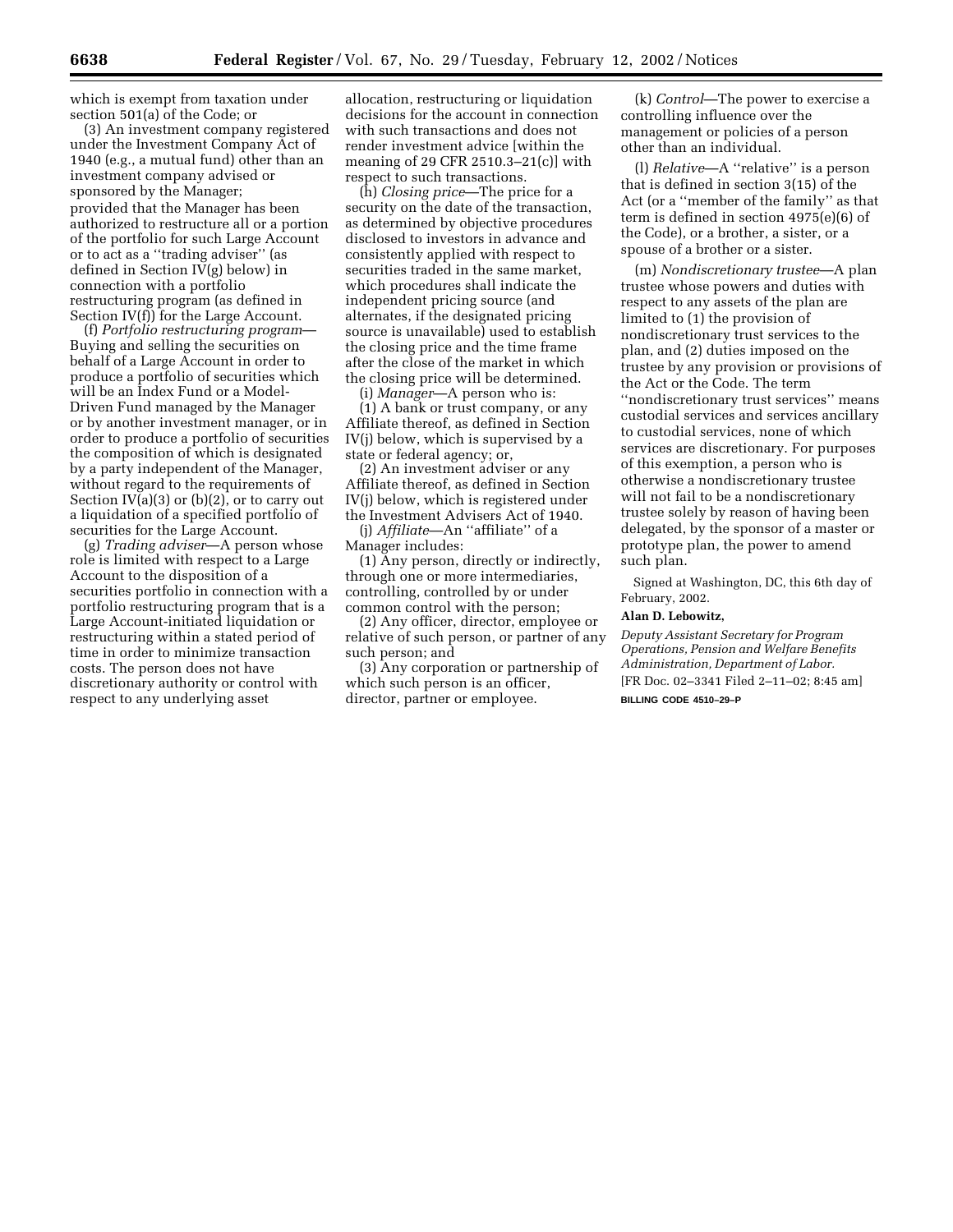which is exempt from taxation under section 501(a) of the Code; or

(3) An investment company registered under the Investment Company Act of 1940 (e.g., a mutual fund) other than an investment company advised or sponsored by the Manager;

provided that the Manager has been authorized to restructure all or a portion of the portfolio for such Large Account or to act as a ''trading adviser'' (as defined in Section IV(g) below) in connection with a portfolio restructuring program (as defined in Section IV(f)) for the Large Account.

(f) *Portfolio restructuring program*—Buying and selling the securities on behalf of a Large Account in order to produce a portfolio of securities which will be an Index Fund or a Model-Driven Fund managed by the Manager or by another investment manager, or in order to produce a portfolio of securities the composition of which is designated by a party independent of the Manager, without regard to the requirements of Section IV(a)(3) or (b)(2), or to carry out a liquidation of a specified portfolio of securities for the Large Account.

(g) *Trading adviser*—A person whose role is limited with respect to a Large Account to the disposition of a securities portfolio in connection with a portfolio restructuring program that is a Large Account-initiated liquidation or restructuring within a stated period of time in order to minimize transaction costs. The person does not have discretionary authority or control with respect to any underlying asset allocation, restructuring or liquidation decisions for the account in connection with such transactions and does not render investment advice [within the meaning of 29 CFR 2510.3–21(c)] with respect to such transactions.

(h) *Closing price*—The price for a security on the date of the transaction, as determined by objective procedures disclosed to investors in advance and consistently applied with respect to securities traded in the same market, which procedures shall indicate the independent pricing source (and alternates, if the designated pricing source is unavailable) used to establish the closing price and the time frame after the close of the market in which the closing price will be determined.

(i) *Manager*—A person who is:

(1) A bank or trust company, or any Affiliate thereof, as defined in Section IV(j) below, which is supervised by a state or federal agency; or,

(2) An investment adviser or any Affiliate thereof, as defined in Section IV(j) below, which is registered under the Investment Advisers Act of 1940.

(j) *Affiliate*—An ''affiliate'' of a Manager includes:

(1) Any person, directly or indirectly, through one or more intermediaries, controlling, controlled by or under common control with the person;

(2) Any officer, director, employee or relative of such person, or partner of any such person; and

(3) Any corporation or partnership of which such person is an officer, director, partner or employee.

(k) *Control*—The power to exercise a controlling influence over the management or policies of a person other than an individual.

(l) *Relative*—A ''relative'' is a person that is defined in section 3(15) of the Act (or a ''member of the family'' as that term is defined in section 4975(e)(6) of the Code), or a brother, a sister, or a spouse of a brother or a sister.

(m) *Nondiscretionary trustee*—A plan trustee whose powers and duties with respect to any assets of the plan are limited to (1) the provision of nondiscretionary trust services to the plan, and (2) duties imposed on the trustee by any provision or provisions of the Act or the Code. The term ''nondiscretionary trust services'' means custodial services and services ancillary to custodial services, none of which services are discretionary. For purposes of this exemption, a person who is otherwise a nondiscretionary trustee will not fail to be a nondiscretionary trustee solely by reason of having been delegated, by the sponsor of a master or prototype plan, the power to amend such plan.

Signed at Washington, DC, this 6th day of February, 2002.

**Alan D. Lebowitz,**

*Deputy Assistant Secretary for Program Operations, Pension and Welfare Benefits Administration, Department of Labor.*

[FR Doc. 02–3341 Filed 2–11–02; 8:45 am]

BILLING CODE 4510–29–P